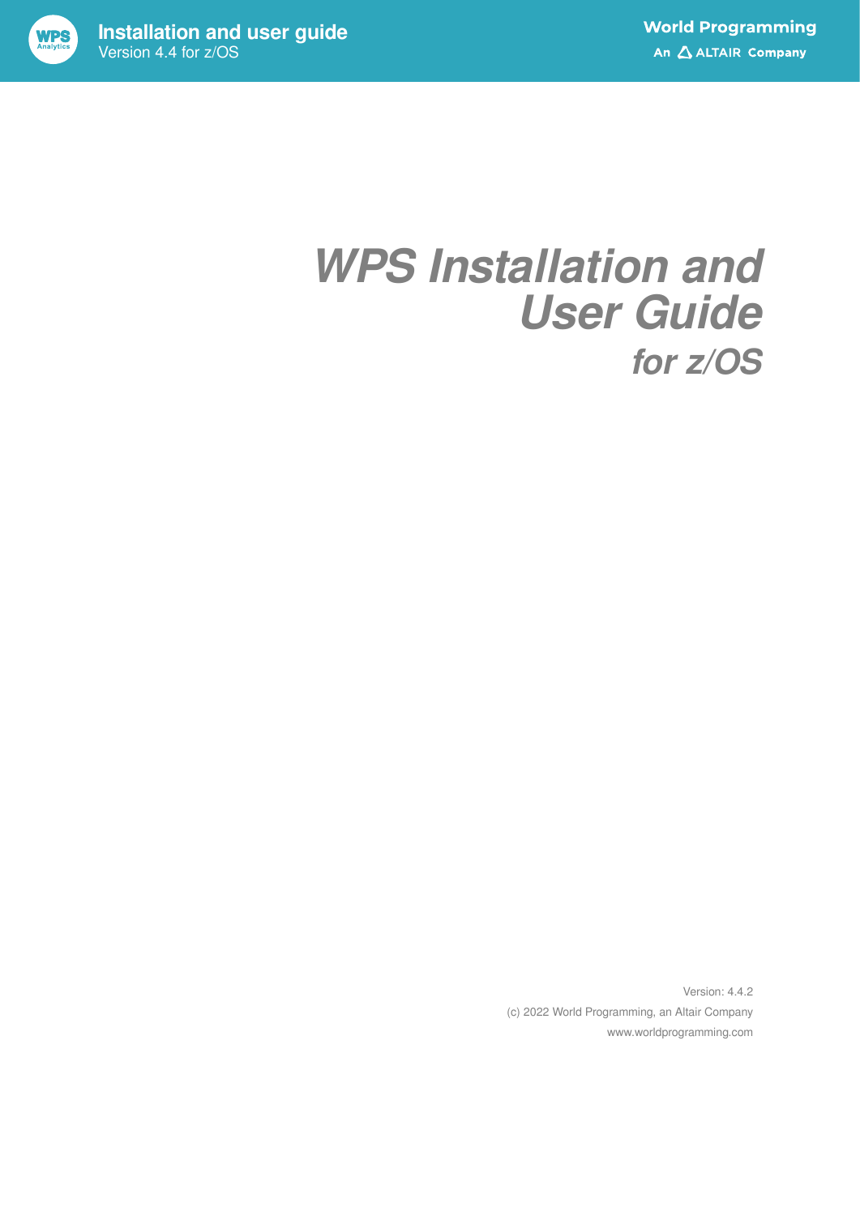# WPS Installation and User Guide

## for z/OS

Version: 4.4.2

(c) 2022 World Programming, an Altair Company

www.worldprogramming.com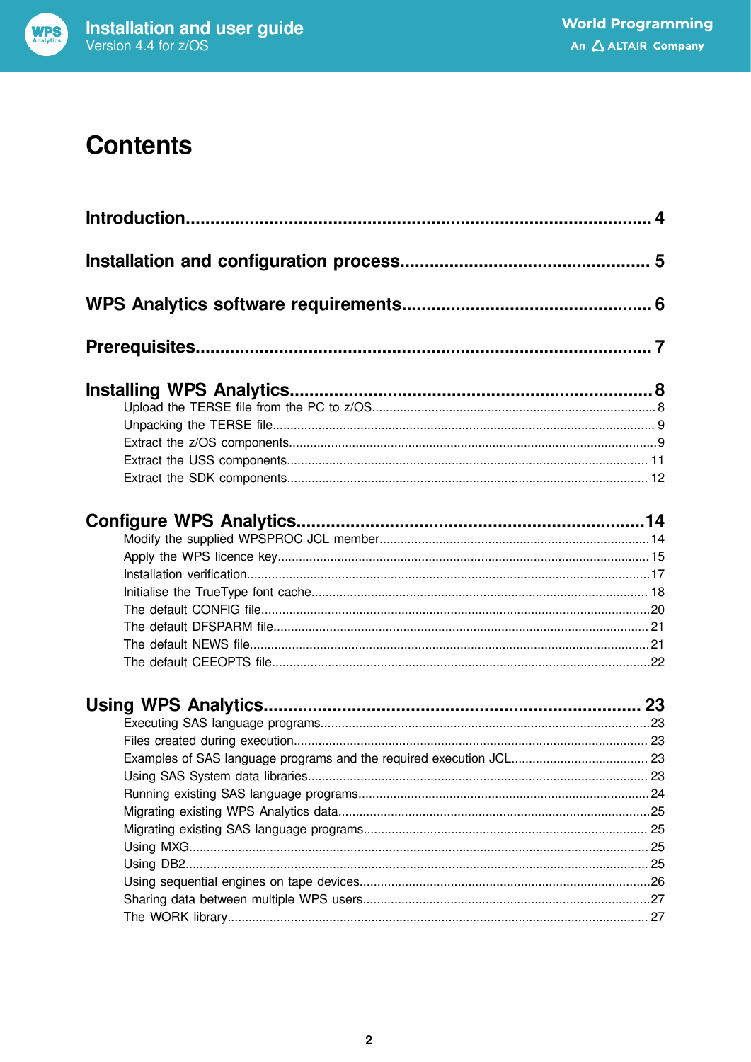# Contents

**Introduction ... 4**

**Installation and configuration process ... 5**

**WPS Analytics software requirements ... 6**

**Prerequisites ... 7**

**Installing WPS Analytics ... 8**

- Upload the TERSE file from the PC to z/OS ... 8
- Unpacking the TERSE file ... 9
- Extract the z/OS components ... 9
- Extract the USS components ... 11
- Extract the SDK components ... 12

**Configure WPS Analytics ... 14**

- Modify the supplied WPSPROC JCL member ... 14
- Apply the WPS licence key ... 15
- Installation verification ... 17
- Initialise the TrueType font cache ... 18
- The default CONFIG file ... 20
- The default DFSPARM file ... 21
- The default NEWS file ... 21
- The default CEEOPTS file ... 22

**Using WPS Analytics ... 23**

- Executing SAS language programs ... 23
- Files created during execution ... 23
- Examples of SAS language programs and the required execution JCL ... 23
- Using SAS System data libraries ... 23
- Running existing SAS language programs ... 24
- Migrating existing WPS Analytics data ... 25
- Migrating existing SAS language programs ... 25
- Using MXG ... 25
- Using DB2 ... 25
- Using sequential engines on tape devices ... 26
- Sharing data between multiple WPS users ... 27
- The WORK library ... 27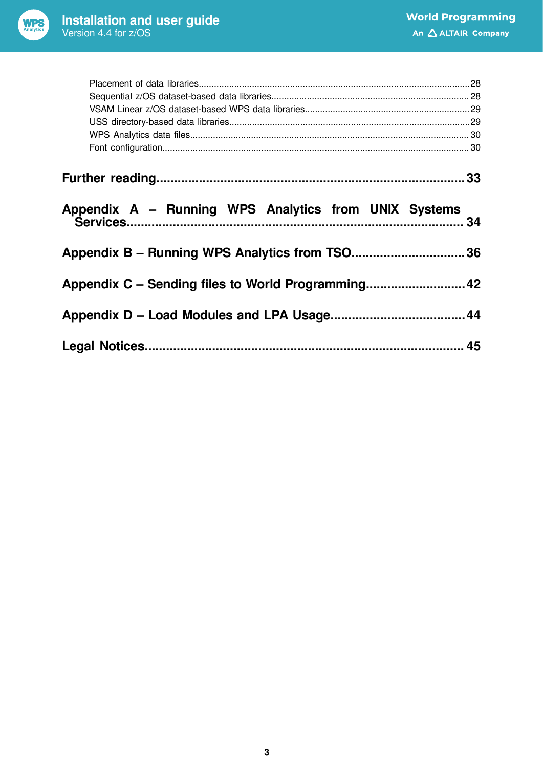Placement of data libraries........................................................................................................28
Sequential z/OS dataset-based data libraries............................................................................28
VSAM Linear z/OS dataset-based WPS data libraries................................................................29
USS directory-based data libraries.............................................................................................29
WPS Analytics data files.............................................................................................................30
Font configuration.......................................................................................................................30

**Further reading.......................................................................................33**

**Appendix A – Running WPS Analytics from UNIX Systems Services.......................................................................................34**

**Appendix B – Running WPS Analytics from TSO...............................36**

**Appendix C – Sending files to World Programming...........................42**

**Appendix D – Load Modules and LPA Usage.....................................44**

**Legal Notices.......................................................................................45**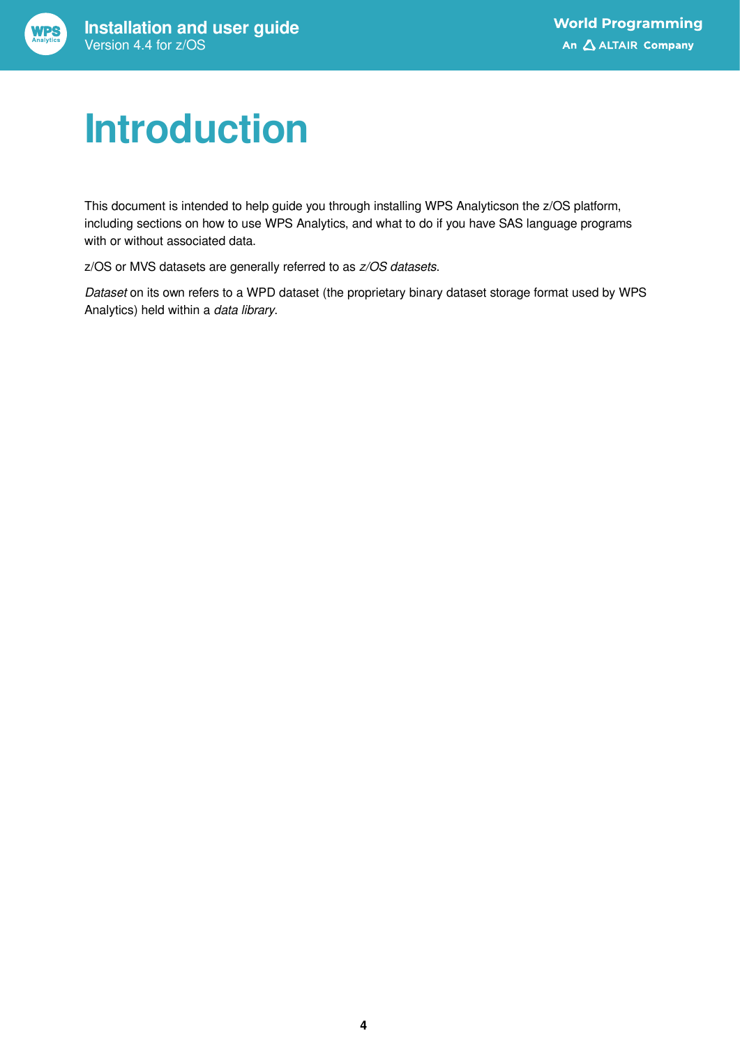# Introduction

This document is intended to help guide you through installing WPS Analyticson the z/OS platform, including sections on how to use WPS Analytics, and what to do if you have SAS language programs with or without associated data.

z/OS or MVS datasets are generally referred to as *z/OS datasets*.

*Dataset* on its own refers to a WPD dataset (the proprietary binary dataset storage format used by WPS Analytics) held within a *data library*.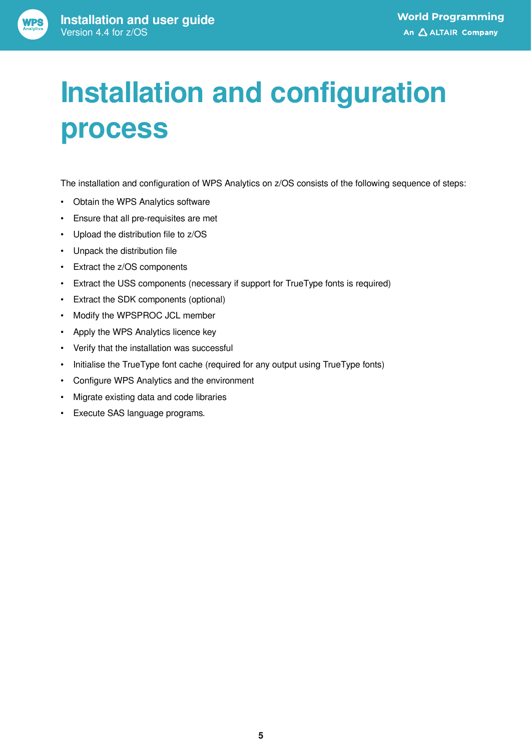# Installation and configuration process

The installation and configuration of WPS Analytics on z/OS consists of the following sequence of steps:

- Obtain the WPS Analytics software
- Ensure that all pre-requisites are met
- Upload the distribution file to z/OS
- Unpack the distribution file
- Extract the z/OS components
- Extract the USS components (necessary if support for TrueType fonts is required)
- Extract the SDK components (optional)
- Modify the WPSPROC JCL member
- Apply the WPS Analytics licence key
- Verify that the installation was successful
- Initialise the TrueType font cache (required for any output using TrueType fonts)
- Configure WPS Analytics and the environment
- Migrate existing data and code libraries
- Execute SAS language programs.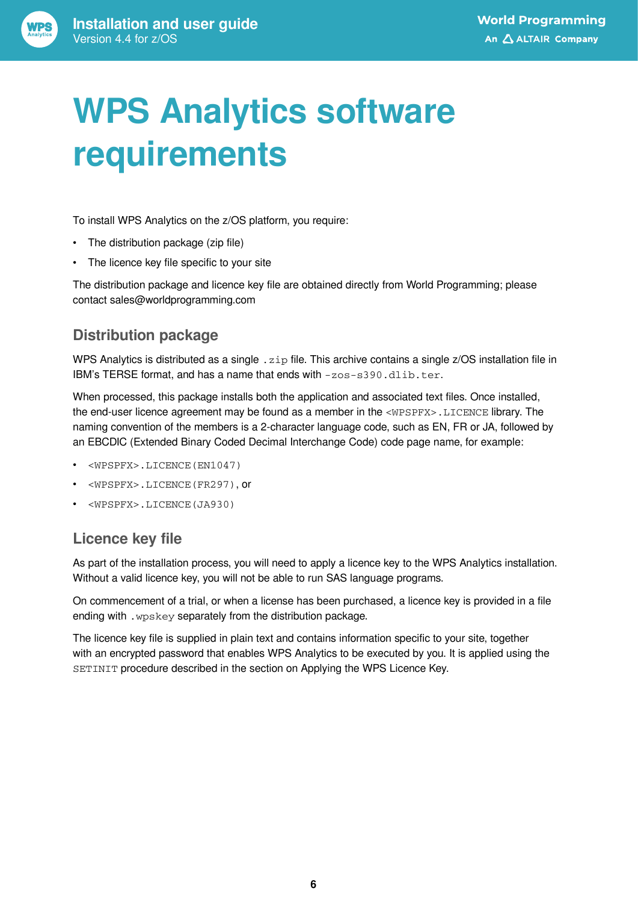# WPS Analytics software requirements

To install WPS Analytics on the z/OS platform, you require:

- The distribution package (zip file)
- The licence key file specific to your site

The distribution package and licence key file are obtained directly from World Programming; please contact sales@worldprogramming.com

## Distribution package

WPS Analytics is distributed as a single `.zip` file. This archive contains a single z/OS installation file in IBM's TERSE format, and has a name that ends with `-zos-s390.dlib.ter`.

When processed, this package installs both the application and associated text files. Once installed, the end-user licence agreement may be found as a member in the `<WPSPFX>.LICENCE` library. The naming convention of the members is a 2-character language code, such as EN, FR or JA, followed by an EBCDIC (Extended Binary Coded Decimal Interchange Code) code page name, for example:

- `<WPSPFX>.LICENCE(EN1047)`
- `<WPSPFX>.LICENCE(FR297)`, or
- `<WPSPFX>.LICENCE(JA930)`

## Licence key file

As part of the installation process, you will need to apply a licence key to the WPS Analytics installation. Without a valid licence key, you will not be able to run SAS language programs.

On commencement of a trial, or when a license has been purchased, a licence key is provided in a file ending with `.wpskey` separately from the distribution package.

The licence key file is supplied in plain text and contains information specific to your site, together with an encrypted password that enables WPS Analytics to be executed by you. It is applied using the `SETINIT` procedure described in the section on Applying the WPS Licence Key.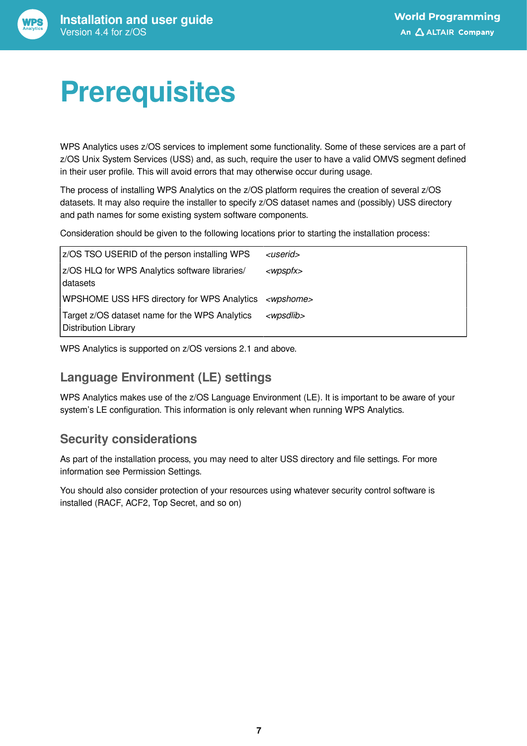# Prerequisites

WPS Analytics uses z/OS services to implement some functionality. Some of these services are a part of z/OS Unix System Services (USS) and, as such, require the user to have a valid OMVS segment defined in their user profile. This will avoid errors that may otherwise occur during usage.

The process of installing WPS Analytics on the z/OS platform requires the creation of several z/OS datasets. It may also require the installer to specify z/OS dataset names and (possibly) USS directory and path names for some existing system software components.

Consideration should be given to the following locations prior to starting the installation process:

| | |
|---|---|
| z/OS TSO USERID of the person installing WPS | *<userid>* |
| z/OS HLQ for WPS Analytics software libraries/ datasets | *<wpspfx>* |
| WPSHOME USS HFS directory for WPS Analytics | *<wpshome>* |
| Target z/OS dataset name for the WPS Analytics Distribution Library | *<wpsdlib>* |

WPS Analytics is supported on z/OS versions 2.1 and above.

## Language Environment (LE) settings

WPS Analytics makes use of the z/OS Language Environment (LE). It is important to be aware of your system's LE configuration. This information is only relevant when running WPS Analytics.

## Security considerations

As part of the installation process, you may need to alter USS directory and file settings. For more information see Permission Settings.

You should also consider protection of your resources using whatever security control software is installed (RACF, ACF2, Top Secret, and so on)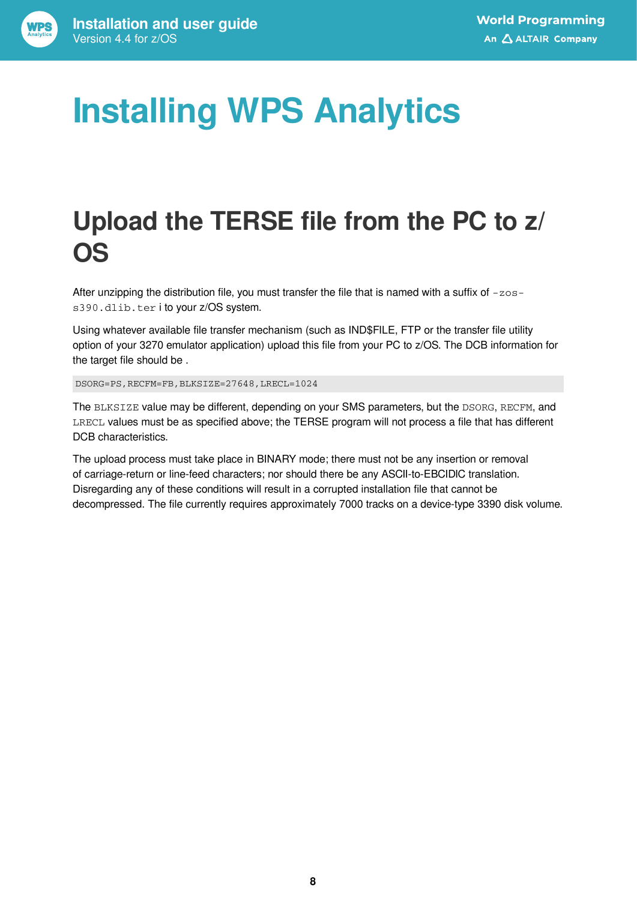# Installing WPS Analytics

## Upload the TERSE file from the PC to z/OS

After unzipping the distribution file, you must transfer the file that is named with a suffix of `-zos-s390.dlib.ter` i to your z/OS system.

Using whatever available file transfer mechanism (such as IND$FILE, FTP or the transfer file utility option of your 3270 emulator application) upload this file from your PC to z/OS. The DCB information for the target file should be .

```
DSORG=PS,RECFM=FB,BLKSIZE=27648,LRECL=1024
```

The `BLKSIZE` value may be different, depending on your SMS parameters, but the `DSORG`, `RECFM`, and `LRECL` values must be as specified above; the TERSE program will not process a file that has different DCB characteristics.

The upload process must take place in BINARY mode; there must not be any insertion or removal of carriage-return or line-feed characters; nor should there be any ASCII-to-EBCIDIC translation. Disregarding any of these conditions will result in a corrupted installation file that cannot be decompressed. The file currently requires approximately 7000 tracks on a device-type 3390 disk volume.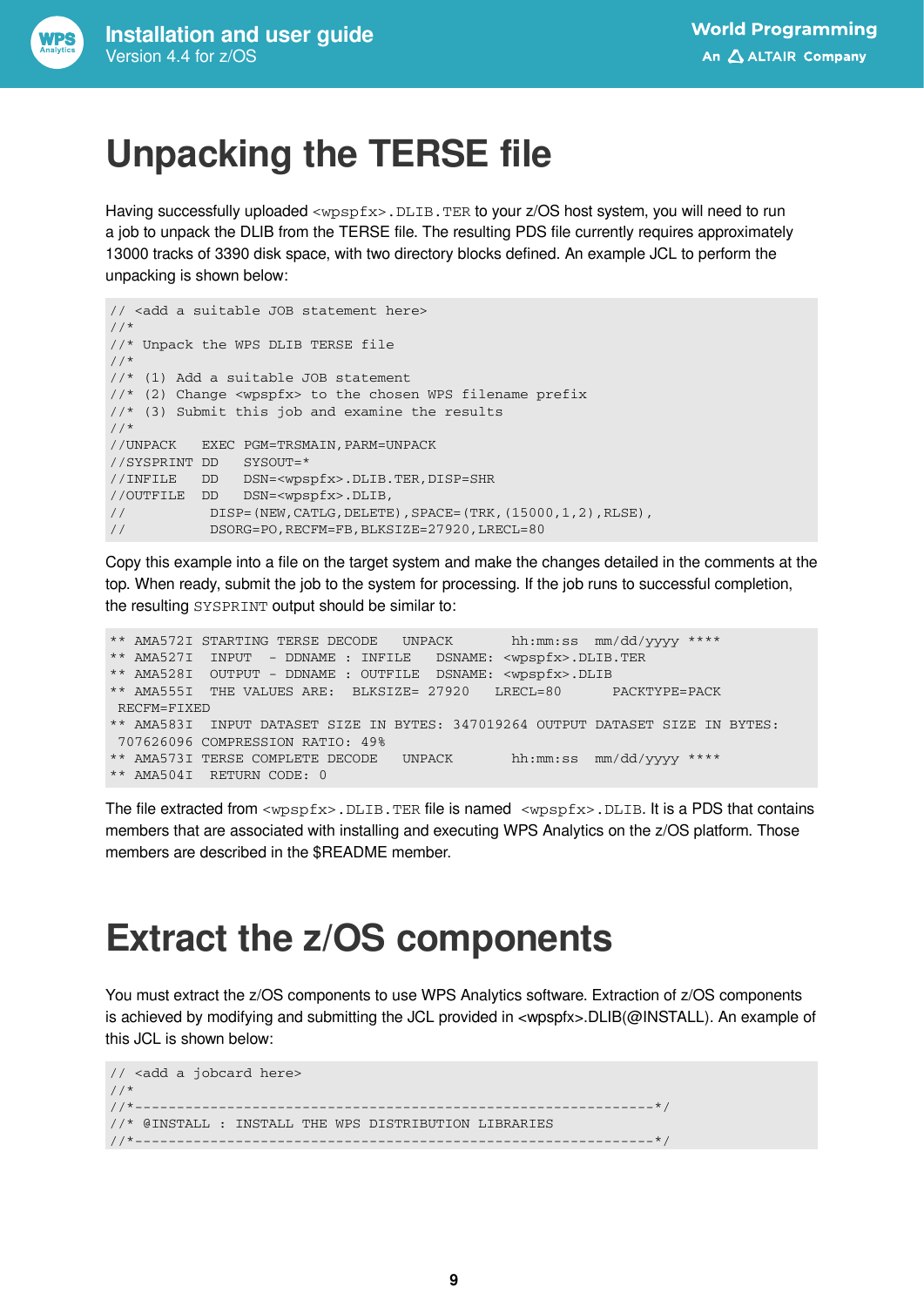# Unpacking the TERSE file

Having successfully uploaded `<wpspfx>.DLIB.TER` to your z/OS host system, you will need to run a job to unpack the DLIB from the TERSE file. The resulting PDS file currently requires approximately 13000 tracks of 3390 disk space, with two directory blocks defined. An example JCL to perform the unpacking is shown below:

```
// <add a suitable JOB statement here>
//*
//* Unpack the WPS DLIB TERSE file
//*
//* (1) Add a suitable JOB statement
//* (2) Change <wpspfx> to the chosen WPS filename prefix
//* (3) Submit this job and examine the results
//*
//UNPACK   EXEC PGM=TRSMAIN,PARM=UNPACK
//SYSPRINT DD   SYSOUT=*
//INFILE   DD   DSN=<wpspfx>.DLIB.TER,DISP=SHR
//OUTFILE  DD   DSN=<wpspfx>.DLIB,
//           DISP=(NEW,CATLG,DELETE),SPACE=(TRK,(15000,1,2),RLSE),
//           DSORG=PO,RECFM=FB,BLKSIZE=27920,LRECL=80
```

Copy this example into a file on the target system and make the changes detailed in the comments at the top. When ready, submit the job to the system for processing. If the job runs to successful completion, the resulting `SYSPRINT` output should be similar to:

```
** AMA572I STARTING TERSE DECODE   UNPACK       hh:mm:ss  mm/dd/yyyy ****
** AMA527I  INPUT  - DDNAME : INFILE   DSNAME: <wpspfx>.DLIB.TER
** AMA528I  OUTPUT - DDNAME : OUTFILE  DSNAME: <wpspfx>.DLIB
** AMA555I  THE VALUES ARE:  BLKSIZE= 27920   LRECL=80      PACKTYPE=PACK
 RECFM=FIXED
** AMA583I  INPUT DATASET SIZE IN BYTES: 347019264 OUTPUT DATASET SIZE IN BYTES:
 707626096 COMPRESSION RATIO: 49%
** AMA573I TERSE COMPLETE DECODE   UNPACK       hh:mm:ss  mm/dd/yyyy ****
** AMA504I  RETURN CODE: 0
```

The file extracted from `<wpspfx>.DLIB.TER` file is named `<wpspfx>.DLIB`. It is a PDS that contains members that are associated with installing and executing WPS Analytics on the z/OS platform. Those members are described in the $README member.

# Extract the z/OS components

You must extract the z/OS components to use WPS Analytics software. Extraction of z/OS components is achieved by modifying and submitting the JCL provided in <wpspfx>.DLIB(@INSTALL). An example of this JCL is shown below:

```
// <add a jobcard here>
//*
//*---------------------------------------------------------------*/
//* @INSTALL : INSTALL THE WPS DISTRIBUTION LIBRARIES
//*---------------------------------------------------------------*/
```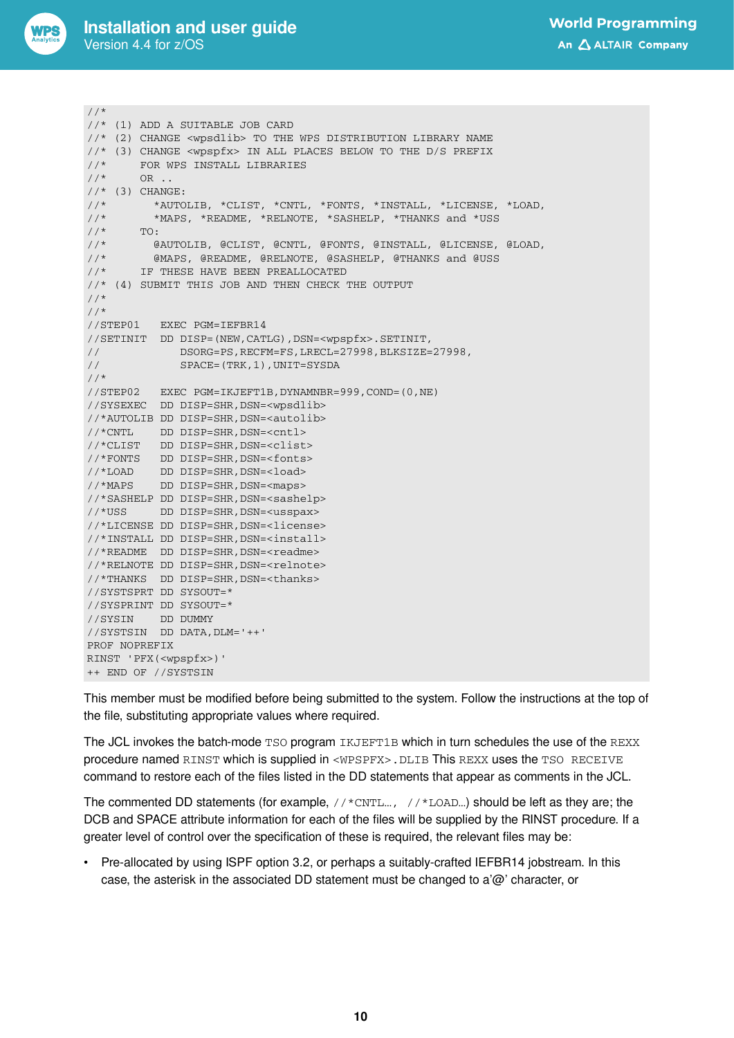```
//*
//* (1) ADD A SUITABLE JOB CARD
//* (2) CHANGE <wpsdlib> TO THE WPS DISTRIBUTION LIBRARY NAME
//* (3) CHANGE <wpspfx> IN ALL PLACES BELOW TO THE D/S PREFIX
//*     FOR WPS INSTALL LIBRARIES
//*     OR ..
//* (3) CHANGE:
//*       *AUTOLIB, *CLIST, *CNTL, *FONTS, *INSTALL, *LICENSE, *LOAD,
//*       *MAPS, *README, *RELNOTE, *SASHELP, *THANKS and *USS
//*     TO:
//*       @AUTOLIB, @CLIST, @CNTL, @FONTS, @INSTALL, @LICENSE, @LOAD,
//*       @MAPS, @README, @RELNOTE, @SASHELP, @THANKS and @USS
//*     IF THESE HAVE BEEN PREALLOCATED
//* (4) SUBMIT THIS JOB AND THEN CHECK THE OUTPUT
//*
//*
//STEP01   EXEC PGM=IEFBR14
//SETINIT  DD DISP=(NEW,CATLG),DSN=<wpspfx>.SETINIT,
//            DSORG=PS,RECFM=FS,LRECL=27998,BLKSIZE=27998,
//            SPACE=(TRK,1),UNIT=SYSDA
//*
//STEP02   EXEC PGM=IKJEFT1B,DYNAMNBR=999,COND=(0,NE)
//SYSEXEC  DD DISP=SHR,DSN=<wpsdlib>
//*AUTOLIB DD DISP=SHR,DSN=<autolib>
//*CNTL    DD DISP=SHR,DSN=<cntl>
//*CLIST   DD DISP=SHR,DSN=<clist>
//*FONTS   DD DISP=SHR,DSN=<fonts>
//*LOAD    DD DISP=SHR,DSN=<load>
//*MAPS    DD DISP=SHR,DSN=<maps>
//*SASHELP DD DISP=SHR,DSN=<sashelp>
//*USS     DD DISP=SHR,DSN=<usspax>
//*LICENSE DD DISP=SHR,DSN=<license>
//*INSTALL DD DISP=SHR,DSN=<install>
//*README  DD DISP=SHR,DSN=<readme>
//*RELNOTE DD DISP=SHR,DSN=<relnote>
//*THANKS  DD DISP=SHR,DSN=<thanks>
//SYSTSPRT DD SYSOUT=*
//SYSPRINT DD SYSOUT=*
//SYSIN    DD DUMMY
//SYSTSIN  DD DATA,DLM='++'
PROF NOPREFIX
RINST 'PFX(<wpspfx>)'
++ END OF //SYSTSIN
```

This member must be modified before being submitted to the system. Follow the instructions at the top of the file, substituting appropriate values where required.

The JCL invokes the batch-mode `TSO` program `IKJEFT1B` which in turn schedules the use of the `REXX` procedure named `RINST` which is supplied in `<WPSPFX>.DLIB` This `REXX` uses the `TSO RECEIVE` command to restore each of the files listed in the DD statements that appear as comments in the JCL.

The commented DD statements (for example, `//*CNTL…`, `//*LOAD…`) should be left as they are; the DCB and SPACE attribute information for each of the files will be supplied by the RINST procedure. If a greater level of control over the specification of these is required, the relevant files may be:

- Pre-allocated by using ISPF option 3.2, or perhaps a suitably-crafted IEFBR14 jobstream. In this case, the asterisk in the associated DD statement must be changed to a'@' character, or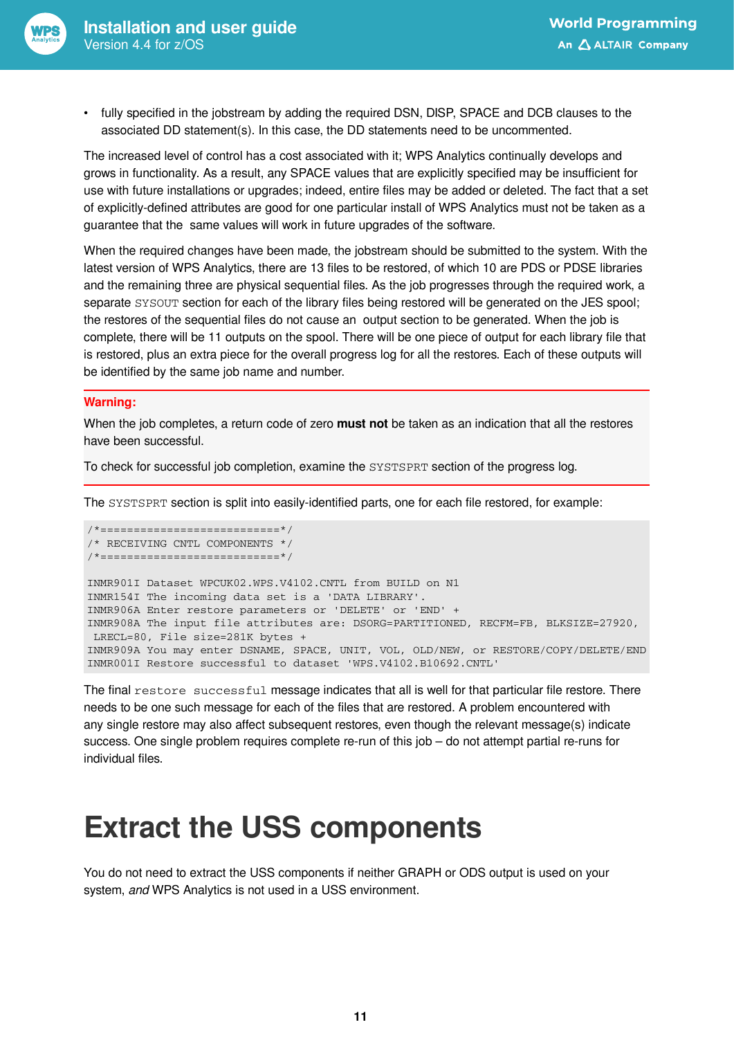- fully specified in the jobstream by adding the required DSN, DISP, SPACE and DCB clauses to the associated DD statement(s). In this case, the DD statements need to be uncommented.

The increased level of control has a cost associated with it; WPS Analytics continually develops and grows in functionality. As a result, any SPACE values that are explicitly specified may be insufficient for use with future installations or upgrades; indeed, entire files may be added or deleted. The fact that a set of explicitly-defined attributes are good for one particular install of WPS Analytics must not be taken as a guarantee that the same values will work in future upgrades of the software.

When the required changes have been made, the jobstream should be submitted to the system. With the latest version of WPS Analytics, there are 13 files to be restored, of which 10 are PDS or PDSE libraries and the remaining three are physical sequential files. As the job progresses through the required work, a separate `SYSOUT` section for each of the library files being restored will be generated on the JES spool; the restores of the sequential files do not cause an output section to be generated. When the job is complete, there will be 11 outputs on the spool. There will be one piece of output for each library file that is restored, plus an extra piece for the overall progress log for all the restores. Each of these outputs will be identified by the same job name and number.

**Warning:**

When the job completes, a return code of zero **must not** be taken as an indication that all the restores have been successful.

To check for successful job completion, examine the `SYSTSPRT` section of the progress log.

The `SYSTSPRT` section is split into easily-identified parts, one for each file restored, for example:

```
/*===========================*/
/* RECEIVING CNTL COMPONENTS */
/*===========================*/

INMR901I Dataset WPCUK02.WPS.V4102.CNTL from BUILD on N1
INMR154I The incoming data set is a 'DATA LIBRARY'.
INMR906A Enter restore parameters or 'DELETE' or 'END' +
INMR908A The input file attributes are: DSORG=PARTITIONED, RECFM=FB, BLKSIZE=27920,
 LRECL=80, File size=281K bytes +
INMR909A You may enter DSNAME, SPACE, UNIT, VOL, OLD/NEW, or RESTORE/COPY/DELETE/END
INMR001I Restore successful to dataset 'WPS.V4102.B10692.CNTL'
```

The final `restore successful` message indicates that all is well for that particular file restore. There needs to be one such message for each of the files that are restored. A problem encountered with any single restore may also affect subsequent restores, even though the relevant message(s) indicate success. One single problem requires complete re-run of this job – do not attempt partial re-runs for individual files.

# Extract the USS components

You do not need to extract the USS components if neither GRAPH or ODS output is used on your system, *and* WPS Analytics is not used in a USS environment.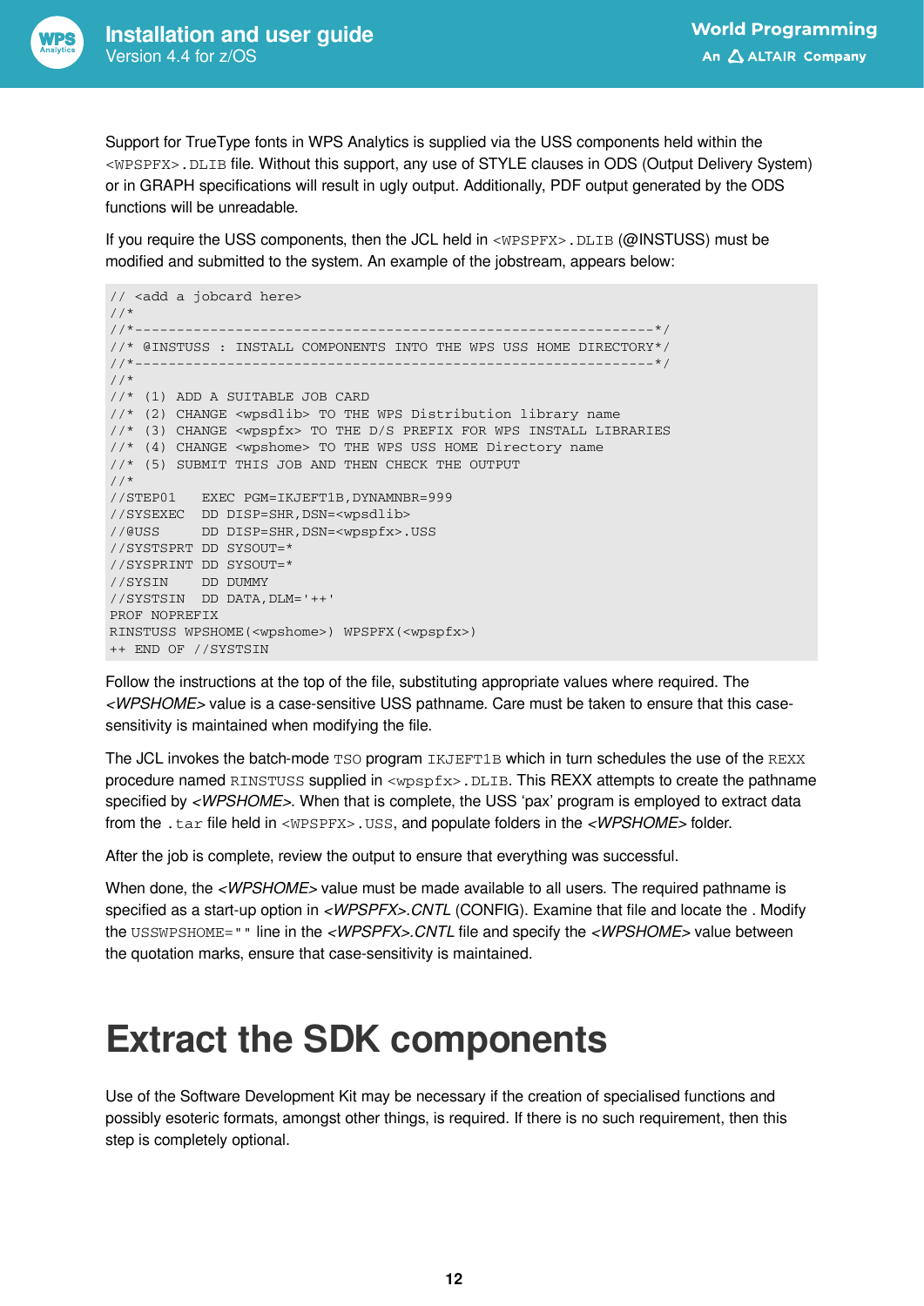Support for TrueType fonts in WPS Analytics is supplied via the USS components held within the `<WPSPFX>.DLIB` file. Without this support, any use of STYLE clauses in ODS (Output Delivery System) or in GRAPH specifications will result in ugly output. Additionally, PDF output generated by the ODS functions will be unreadable.

If you require the USS components, then the JCL held in `<WPSPFX>.DLIB` (@INSTUSS) must be modified and submitted to the system. An example of the jobstream, appears below:

```
// <add a jobcard here>
//*
//*--------------------------------------------------------------*/
//* @INSTUSS : INSTALL COMPONENTS INTO THE WPS USS HOME DIRECTORY*/
//*--------------------------------------------------------------*/
//*
//* (1) ADD A SUITABLE JOB CARD
//* (2) CHANGE <wpsdlib> TO THE WPS Distribution library name
//* (3) CHANGE <wpspfx> TO THE D/S PREFIX FOR WPS INSTALL LIBRARIES
//* (4) CHANGE <wpshome> TO THE WPS USS HOME Directory name
//* (5) SUBMIT THIS JOB AND THEN CHECK THE OUTPUT
//*
//STEP01    EXEC PGM=IKJEFT1B,DYNAMNBR=999
//SYSEXEC   DD DISP=SHR,DSN=<wpsdlib>
//@USS      DD DISP=SHR,DSN=<wpspfx>.USS
//SYSTSPRT DD SYSOUT=*
//SYSPRINT DD SYSOUT=*
//SYSIN     DD DUMMY
//SYSTSIN   DD DATA,DLM='++'
PROF NOPREFIX
RINSTUSS WPSHOME(<wpshome>) WPSPFX(<wpspfx>)
++ END OF //SYSTSIN
```

Follow the instructions at the top of the file, substituting appropriate values where required. The *<WPSHOME>* value is a case-sensitive USS pathname. Care must be taken to ensure that this case-sensitivity is maintained when modifying the file.

The JCL invokes the batch-mode `TSO` program `IKJEFT1B` which in turn schedules the use of the `REXX` procedure named `RINSTUSS` supplied in `<wpspfx>.DLIB`. This REXX attempts to create the pathname specified by *<WPSHOME>*. When that is complete, the USS 'pax' program is employed to extract data from the `.tar` file held in `<WPSPFX>.USS`, and populate folders in the *<WPSHOME>* folder.

After the job is complete, review the output to ensure that everything was successful.

When done, the *<WPSHOME>* value must be made available to all users. The required pathname is specified as a start-up option in *<WPSPFX>.CNTL* (CONFIG). Examine that file and locate the . Modify the `USSWPSHOME=""` line in the *<WPSPFX>.CNTL* file and specify the *<WPSHOME>* value between the quotation marks, ensure that case-sensitivity is maintained.

# Extract the SDK components

Use of the Software Development Kit may be necessary if the creation of specialised functions and possibly esoteric formats, amongst other things, is required. If there is no such requirement, then this step is completely optional.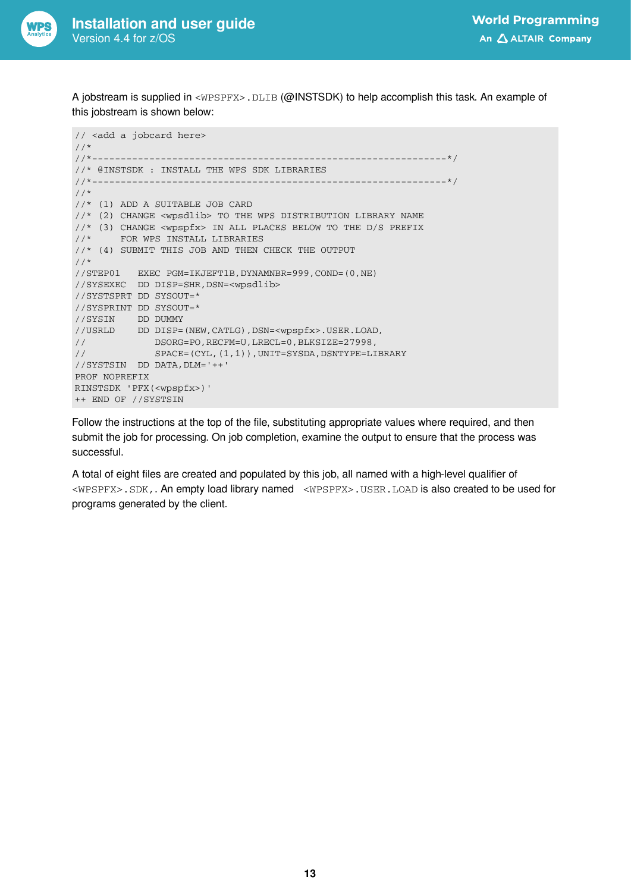A jobstream is supplied in `<WPSPFX>.DLIB` (@INSTSDK) to help accomplish this task. An example of this jobstream is shown below:

```
// <add a jobcard here>
//*
//*-------------------------------------------------------------*/
//* @INSTSDK : INSTALL THE WPS SDK LIBRARIES
//*-------------------------------------------------------------*/
//*
//* (1) ADD A SUITABLE JOB CARD
//* (2) CHANGE <wpsdlib> TO THE WPS DISTRIBUTION LIBRARY NAME
//* (3) CHANGE <wpspfx> IN ALL PLACES BELOW TO THE D/S PREFIX
//*     FOR WPS INSTALL LIBRARIES
//* (4) SUBMIT THIS JOB AND THEN CHECK THE OUTPUT
//*
//STEP01   EXEC PGM=IKJEFT1B,DYNAMNBR=999,COND=(0,NE)
//SYSEXEC  DD DISP=SHR,DSN=<wpsdlib>
//SYSTSPRT DD SYSOUT=*
//SYSPRINT DD SYSOUT=*
//SYSIN    DD DUMMY
//USRLD    DD DISP=(NEW,CATLG),DSN=<wpspfx>.USER.LOAD,
//            DSORG=PO,RECFM=U,LRECL=0,BLKSIZE=27998,
//            SPACE=(CYL,(1,1)),UNIT=SYSDA,DSNTYPE=LIBRARY
//SYSTSIN  DD DATA,DLM='++'
PROF NOPREFIX
RINSTSDK 'PFX(<wpspfx>)'
++ END OF //SYSTSIN
```

Follow the instructions at the top of the file, substituting appropriate values where required, and then submit the job for processing. On job completion, examine the output to ensure that the process was successful.

A total of eight files are created and populated by this job, all named with a high-level qualifier of `<WPSPFX>.SDK,`. An empty load library named `<WPSPFX>.USER.LOAD` is also created to be used for programs generated by the client.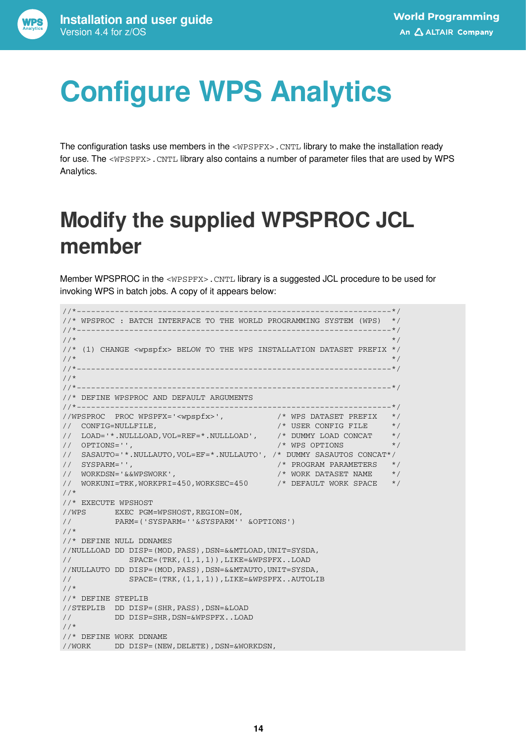# Configure WPS Analytics

The configuration tasks use members in the `<WPSPFX>.CNTL` library to make the installation ready for use. The `<WPSPFX>.CNTL` library also contains a number of parameter files that are used by WPS Analytics.

## Modify the supplied WPSPROC JCL member

Member WPSPROC in the `<WPSPFX>.CNTL` library is a suggested JCL procedure to be used for invoking WPS in batch jobs. A copy of it appears below:

```
//*-----------------------------------------------------------------*/
//* WPSPROC : BATCH INTERFACE TO THE WORLD PROGRAMMING SYSTEM (WPS)  */
//*-----------------------------------------------------------------*/
//*                                                                 */
//* (1) CHANGE <wpspfx> BELOW TO THE WPS INSTALLATION DATASET PREFIX */
//*                                                                 */
//*-----------------------------------------------------------------*/
//*
//*-----------------------------------------------------------------*/
//* DEFINE WPSPROC AND DEFAULT ARGUMENTS
//*-----------------------------------------------------------------*/
//WPSPROC  PROC WPSPFX='<wpspfx>',           /* WPS DATASET PREFIX   */
//   CONFIG=NULLFILE,                        /* USER CONFIG FILE     */
//   LOAD='*.NULLLOAD,VOL=REF=*.NULLLOAD',   /* DUMMY LOAD CONCAT    */
//   OPTIONS='',                             /* WPS OPTIONS          */
//   SASAUTO='*.NULLAUTO,VOL=EF=*.NULLAUTO', /* DUMMY SASAUTOS CONCAT*/
//   SYSPARM='',                             /* PROGRAM PARAMETERS   */
//   WORKDSN='&&WPSWORK',                    /* WORK DATASET NAME    */
//   WORKUNI=TRK,WORKPRI=450,WORKSEC=450     /* DEFAULT WORK SPACE   */
//*
//* EXECUTE WPSHOST
//WPS      EXEC PGM=WPSHOST,REGION=0M,
//         PARM=('SYSPARM=''&SYSPARM'' &OPTIONS')
//*
//* DEFINE NULL DDNAMES
//NULLLOAD DD DISP=(MOD,PASS),DSN=&&MTLOAD,UNIT=SYSDA,
//            SPACE=(TRK,(1,1,1)),LIKE=&WPSPFX..LOAD
//NULLAUTO DD DISP=(MOD,PASS),DSN=&&MTAUTO,UNIT=SYSDA,
//            SPACE=(TRK,(1,1,1)),LIKE=&WPSPFX..AUTOLIB
//*
//* DEFINE STEPLIB
//STEPLIB  DD DISP=(SHR,PASS),DSN=&LOAD
//         DD DISP=SHR,DSN=&WPSPFX..LOAD
//*
//* DEFINE WORK DDNAME
//WORK     DD DISP=(NEW,DELETE),DSN=&WORKDSN,
```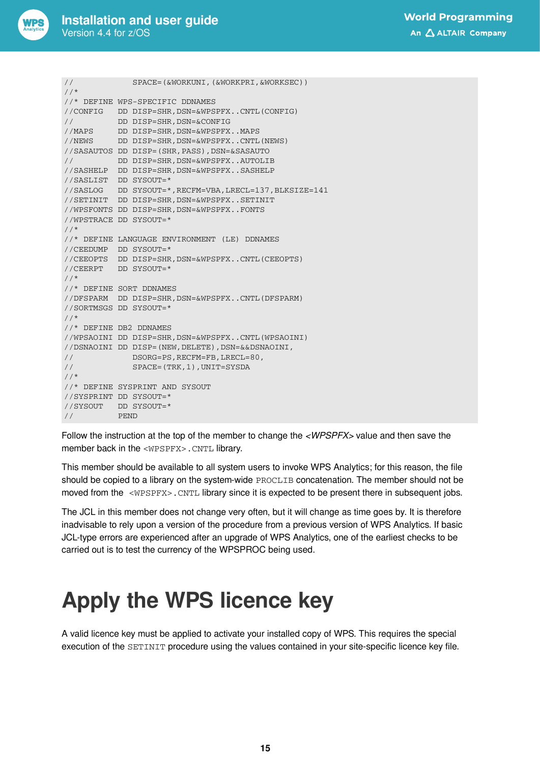```
//             SPACE=(&WORKUNI,(&WORKPRI,&WORKSEC))
//*
//* DEFINE WPS-SPECIFIC DDNAMES
//CONFIG    DD DISP=SHR,DSN=&WPSPFX..CNTL(CONFIG)
//          DD DISP=SHR,DSN=&CONFIG
//MAPS      DD DISP=SHR,DSN=&WPSPFX..MAPS
//NEWS      DD DISP=SHR,DSN=&WPSPFX..CNTL(NEWS)
//SASAUTOS DD DISP=(SHR,PASS),DSN=&SASAUTO
//          DD DISP=SHR,DSN=&WPSPFX..AUTOLIB
//SASHELP   DD DISP=SHR,DSN=&WPSPFX..SASHELP
//SASLIST   DD SYSOUT=*
//SASLOG    DD SYSOUT=*,RECFM=VBA,LRECL=137,BLKSIZE=141
//SETINIT   DD DISP=SHR,DSN=&WPSPFX..SETINIT
//WPSFONTS DD DISP=SHR,DSN=&WPSPFX..FONTS
//WPSTRACE DD SYSOUT=*
//*
//* DEFINE LANGUAGE ENVIRONMENT (LE) DDNAMES
//CEEDUMP   DD SYSOUT=*
//CEEOPTS   DD DISP=SHR,DSN=&WPSPFX..CNTL(CEEOPTS)
//CEERPT    DD SYSOUT=*
//*
//* DEFINE SORT DDNAMES
//DFSPARM   DD DISP=SHR,DSN=&WPSPFX..CNTL(DFSPARM)
//SORTMSGS DD SYSOUT=*
//*
//* DEFINE DB2 DDNAMES
//WPSAOINI DD DISP=SHR,DSN=&WPSPFX..CNTL(WPSAOINI)
//DSNAOINI DD DISP=(NEW,DELETE),DSN=&&DSNAOINI,
//             DSORG=PS,RECFM=FB,LRECL=80,
//             SPACE=(TRK,1),UNIT=SYSDA
//*
//* DEFINE SYSPRINT AND SYSOUT
//SYSPRINT DD SYSOUT=*
//SYSOUT    DD SYSOUT=*
//          PEND
```

Follow the instruction at the top of the member to change the *<WPSPFX>* value and then save the member back in the `<WPSPFX>.CNTL` library.

This member should be available to all system users to invoke WPS Analytics; for this reason, the file should be copied to a library on the system-wide `PROCLIB` concatenation. The member should not be moved from the `<WPSPFX>.CNTL` library since it is expected to be present there in subsequent jobs.

The JCL in this member does not change very often, but it will change as time goes by. It is therefore inadvisable to rely upon a version of the procedure from a previous version of WPS Analytics. If basic JCL-type errors are experienced after an upgrade of WPS Analytics, one of the earliest checks to be carried out is to test the currency of the WPSPROC being used.

# Apply the WPS licence key

A valid licence key must be applied to activate your installed copy of WPS. This requires the special execution of the `SETINIT` procedure using the values contained in your site-specific licence key file.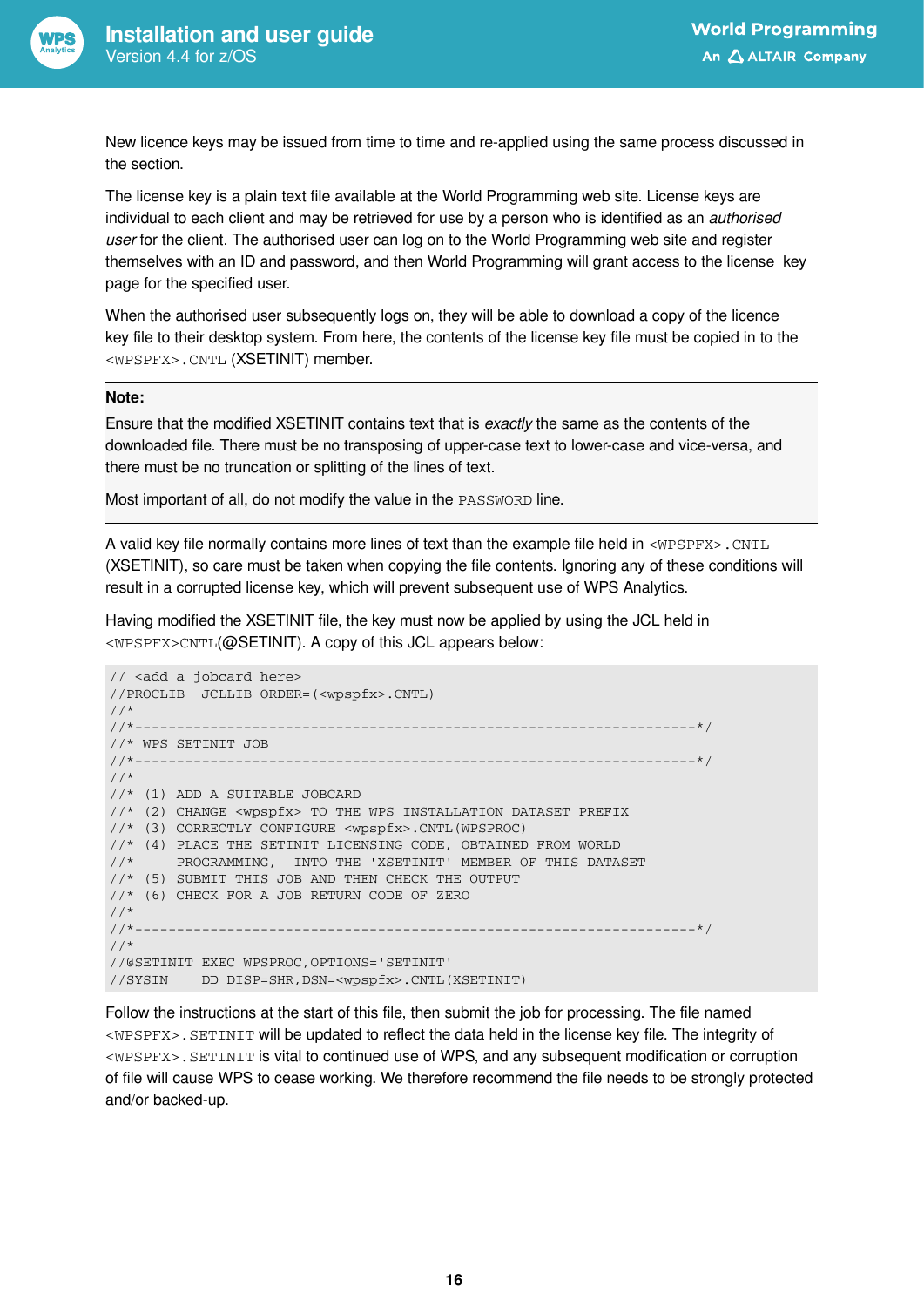New licence keys may be issued from time to time and re-applied using the same process discussed in the section.

The license key is a plain text file available at the World Programming web site. License keys are individual to each client and may be retrieved for use by a person who is identified as an *authorised user* for the client. The authorised user can log on to the World Programming web site and register themselves with an ID and password, and then World Programming will grant access to the license key page for the specified user.

When the authorised user subsequently logs on, they will be able to download a copy of the licence key file to their desktop system. From here, the contents of the license key file must be copied in to the `<WPSPFX>.CNTL` (XSETINIT) member.

**Note:**

Ensure that the modified XSETINIT contains text that is *exactly* the same as the contents of the downloaded file. There must be no transposing of upper-case text to lower-case and vice-versa, and there must be no truncation or splitting of the lines of text.

Most important of all, do not modify the value in the `PASSWORD` line.

A valid key file normally contains more lines of text than the example file held in `<WPSPFX>.CNTL` (XSETINIT), so care must be taken when copying the file contents. Ignoring any of these conditions will result in a corrupted license key, which will prevent subsequent use of WPS Analytics.

Having modified the XSETINIT file, the key must now be applied by using the JCL held in `<WPSPFX>CNTL`(@SETINIT). A copy of this JCL appears below:

```
// <add a jobcard here>
//PROCLIB  JCLLIB ORDER=(<wpspfx>.CNTL)
//*
//*-----------------------------------------------------------------*/
//* WPS SETINIT JOB
//*-----------------------------------------------------------------*/
//*
//* (1) ADD A SUITABLE JOBCARD
//* (2) CHANGE <wpspfx> TO THE WPS INSTALLATION DATASET PREFIX
//* (3) CORRECTLY CONFIGURE <wpspfx>.CNTL(WPSPROC)
//* (4) PLACE THE SETINIT LICENSING CODE, OBTAINED FROM WORLD
//*     PROGRAMMING,  INTO THE 'XSETINIT' MEMBER OF THIS DATASET
//* (5) SUBMIT THIS JOB AND THEN CHECK THE OUTPUT
//* (6) CHECK FOR A JOB RETURN CODE OF ZERO
//*
//*-----------------------------------------------------------------*/
//*
//@SETINIT EXEC WPSPROC,OPTIONS='SETINIT'
//SYSIN    DD DISP=SHR,DSN=<wpspfx>.CNTL(XSETINIT)
```

Follow the instructions at the start of this file, then submit the job for processing. The file named `<WPSPFX>.SETINIT` will be updated to reflect the data held in the license key file. The integrity of `<WPSPFX>.SETINIT` is vital to continued use of WPS, and any subsequent modification or corruption of file will cause WPS to cease working. We therefore recommend the file needs to be strongly protected and/or backed-up.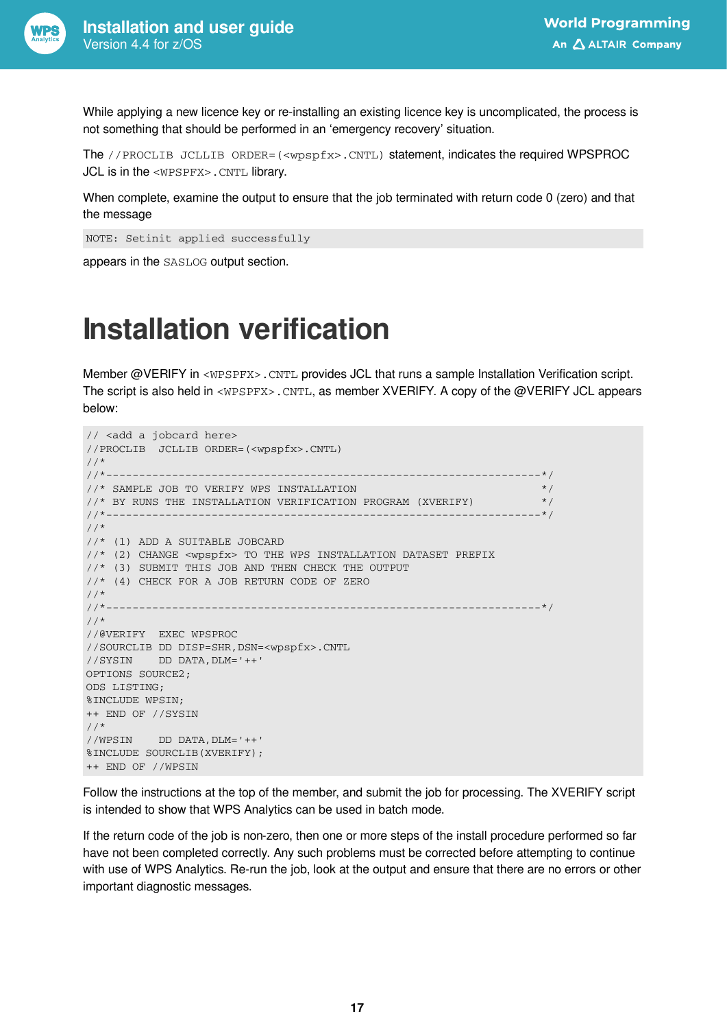While applying a new licence key or re-installing an existing licence key is uncomplicated, the process is not something that should be performed in an 'emergency recovery' situation.

The `//PROCLIB JCLLIB ORDER=(<wpspfx>.CNTL)` statement, indicates the required WPSPROC JCL is in the `<WPSPFX>.CNTL` library.

When complete, examine the output to ensure that the job terminated with return code 0 (zero) and that the message

```
NOTE: Setinit applied successfully
```

appears in the `SASLOG` output section.

# Installation verification

Member @VERIFY in `<WPSPFX>.CNTL` provides JCL that runs a sample Installation Verification script. The script is also held in `<WPSPFX>.CNTL`, as member XVERIFY. A copy of the @VERIFY JCL appears below:

```
// <add a jobcard here>
//PROCLIB  JCLLIB ORDER=(<wpspfx>.CNTL)
//*
//*-----------------------------------------------------------------*/
//* SAMPLE JOB TO VERIFY WPS INSTALLATION                           */
//* BY RUNS THE INSTALLATION VERIFICATION PROGRAM (XVERIFY)         */
//*-----------------------------------------------------------------*/
//*
//* (1) ADD A SUITABLE JOBCARD
//* (2) CHANGE <wpspfx> TO THE WPS INSTALLATION DATASET PREFIX
//* (3) SUBMIT THIS JOB AND THEN CHECK THE OUTPUT
//* (4) CHECK FOR A JOB RETURN CODE OF ZERO
//*
//*-----------------------------------------------------------------*/
//*
//@VERIFY  EXEC WPSPROC
//SOURCLIB DD DISP=SHR,DSN=<wpspfx>.CNTL
//SYSIN    DD DATA,DLM='++'
OPTIONS SOURCE2;
ODS LISTING;
%INCLUDE WPSIN;
++ END OF //SYSIN
//*
//WPSIN    DD DATA,DLM='++'
%INCLUDE SOURCLIB(XVERIFY);
++ END OF //WPSIN
```

Follow the instructions at the top of the member, and submit the job for processing. The XVERIFY script is intended to show that WPS Analytics can be used in batch mode.

If the return code of the job is non-zero, then one or more steps of the install procedure performed so far have not been completed correctly. Any such problems must be corrected before attempting to continue with use of WPS Analytics. Re-run the job, look at the output and ensure that there are no errors or other important diagnostic messages.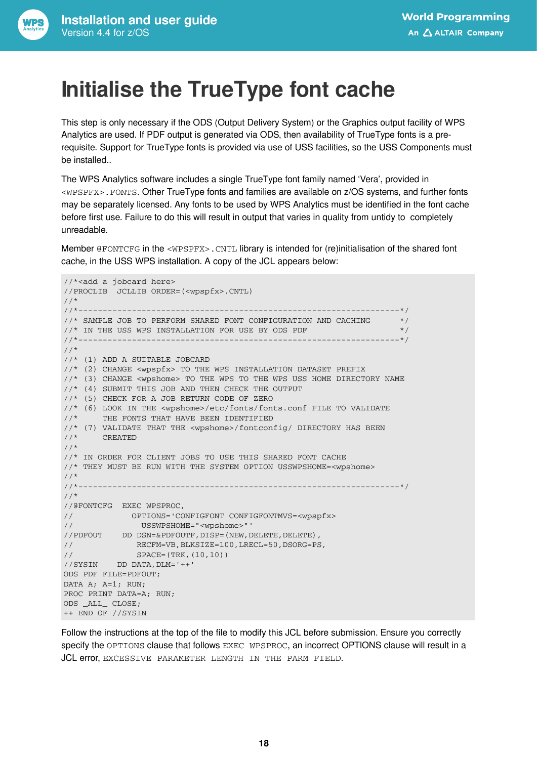# Initialise the TrueType font cache

This step is only necessary if the ODS (Output Delivery System) or the Graphics output facility of WPS Analytics are used. If PDF output is generated via ODS, then availability of TrueType fonts is a pre-requisite. Support for TrueType fonts is provided via use of USS facilities, so the USS Components must be installed..

The WPS Analytics software includes a single TrueType font family named 'Vera', provided in `<WPSPFX>.FONTS`. Other TrueType fonts and families are available on z/OS systems, and further fonts may be separately licensed. Any fonts to be used by WPS Analytics must be identified in the font cache before first use. Failure to do this will result in output that varies in quality from untidy to completely unreadable.

Member `@FONTCFG` in the `<WPSPFX>.CNTL` library is intended for (re)initialisation of the shared font cache, in the USS WPS installation. A copy of the JCL appears below:

```
//*<add a jobcard here>
//PROCLIB  JCLLIB ORDER=(<wpspfx>.CNTL)
//*
//*------------------------------------------------------------------*/
//* SAMPLE JOB TO PERFORM SHARED FONT CONFIGURATION AND CACHING      */
//* IN THE USS WPS INSTALLATION FOR USE BY ODS PDF                   */
//*------------------------------------------------------------------*/
//*
//* (1) ADD A SUITABLE JOBCARD
//* (2) CHANGE <wpspfx> TO THE WPS INSTALLATION DATASET PREFIX
//* (3) CHANGE <wpshome> TO THE WPS TO THE WPS USS HOME DIRECTORY NAME
//* (4) SUBMIT THIS JOB AND THEN CHECK THE OUTPUT
//* (5) CHECK FOR A JOB RETURN CODE OF ZERO
//* (6) LOOK IN THE <wpshome>/etc/fonts/fonts.conf FILE TO VALIDATE
//*     THE FONTS THAT HAVE BEEN IDENTIFIED
//* (7) VALIDATE THAT THE <wpshome>/fontconfig/ DIRECTORY HAS BEEN
//*     CREATED
//*
//* IN ORDER FOR CLIENT JOBS TO USE THIS SHARED FONT CACHE
//* THEY MUST BE RUN WITH THE SYSTEM OPTION USSWPSHOME=<wpshome>
//*
//*------------------------------------------------------------------*/
//*
//@FONTCFG  EXEC WPSPROC,
//            OPTIONS='CONFIGFONT CONFIGFONTMVS=<wpspfx>
//              USSWPSHOME="<wpshome>"'
//PDFOUT    DD DSN=&PDFOUT,DISP=(NEW,DELETE,DELETE),
//             RECFM=VB,BLKSIZE=100,LRECL=50,DSORG=PS,
//             SPACE=(TRK,(10,10))
//SYSIN    DD DATA,DLM='++'
ODS PDF FILE=PDFOUT;
DATA A; A=1; RUN;
PROC PRINT DATA=A; RUN;
ODS _ALL_ CLOSE;
++ END OF //SYSIN
```

Follow the instructions at the top of the file to modify this JCL before submission. Ensure you correctly specify the `OPTIONS` clause that follows `EXEC WPSPROC`, an incorrect OPTIONS clause will result in a JCL error, `EXCESSIVE PARAMETER LENGTH IN THE PARM FIELD`.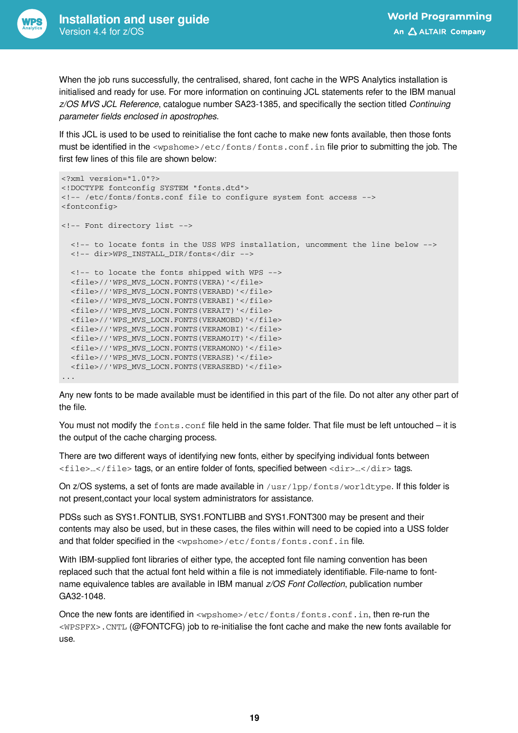When the job runs successfully, the centralised, shared, font cache in the WPS Analytics installation is initialised and ready for use. For more information on continuing JCL statements refer to the IBM manual *z/OS MVS JCL Reference*, catalogue number SA23-1385, and specifically the section titled *Continuing parameter fields enclosed in apostrophes*.

If this JCL is used to be used to reinitialise the font cache to make new fonts available, then those fonts must be identified in the `<wpshome>/etc/fonts/fonts.conf.in` file prior to submitting the job. The first few lines of this file are shown below:

```
<?xml version="1.0"?>
<!DOCTYPE fontconfig SYSTEM "fonts.dtd">
<!-- /etc/fonts/fonts.conf file to configure system font access -->
<fontconfig>

<!-- Font directory list -->

  <!-- to locate fonts in the USS WPS installation, uncomment the line below -->
  <!-- dir>WPS_INSTALL_DIR/fonts</dir -->

  <!-- to locate the fonts shipped with WPS -->
  <file>//'WPS_MVS_LOCN.FONTS(VERA)'</file>
  <file>//'WPS_MVS_LOCN.FONTS(VERABD)'</file>
  <file>//'WPS_MVS_LOCN.FONTS(VERABI)'</file>
  <file>//'WPS_MVS_LOCN.FONTS(VERAIT)'</file>
  <file>//'WPS_MVS_LOCN.FONTS(VERAMOBD)'</file>
  <file>//'WPS_MVS_LOCN.FONTS(VERAMOBI)'</file>
  <file>//'WPS_MVS_LOCN.FONTS(VERAMOIT)'</file>
  <file>//'WPS_MVS_LOCN.FONTS(VERAMONO)'</file>
  <file>//'WPS_MVS_LOCN.FONTS(VERASE)'</file>
  <file>//'WPS_MVS_LOCN.FONTS(VERASEBD)'</file>
...
```

Any new fonts to be made available must be identified in this part of the file. Do not alter any other part of the file.

You must not modify the `fonts.conf` file held in the same folder. That file must be left untouched – it is the output of the cache charging process.

There are two different ways of identifying new fonts, either by specifying individual fonts between `<file>…</file>` tags, or an entire folder of fonts, specified between `<dir>…</dir>` tags.

On z/OS systems, a set of fonts are made available in `/usr/lpp/fonts/worldtype`. If this folder is not present,contact your local system administrators for assistance.

PDSs such as SYS1.FONTLIB, SYS1.FONTLIBB and SYS1.FONT300 may be present and their contents may also be used, but in these cases, the files within will need to be copied into a USS folder and that folder specified in the `<wpshome>/etc/fonts/fonts.conf.in` file.

With IBM-supplied font libraries of either type, the accepted font file naming convention has been replaced such that the actual font held within a file is not immediately identifiable. File-name to font-name equivalence tables are available in IBM manual *z/OS Font Collection*, publication number GA32-1048.

Once the new fonts are identified in `<wpshome>/etc/fonts/fonts.conf.in`, then re-run the `<WPSPFX>.CNTL` (@FONTCFG) job to re-initialise the font cache and make the new fonts available for use.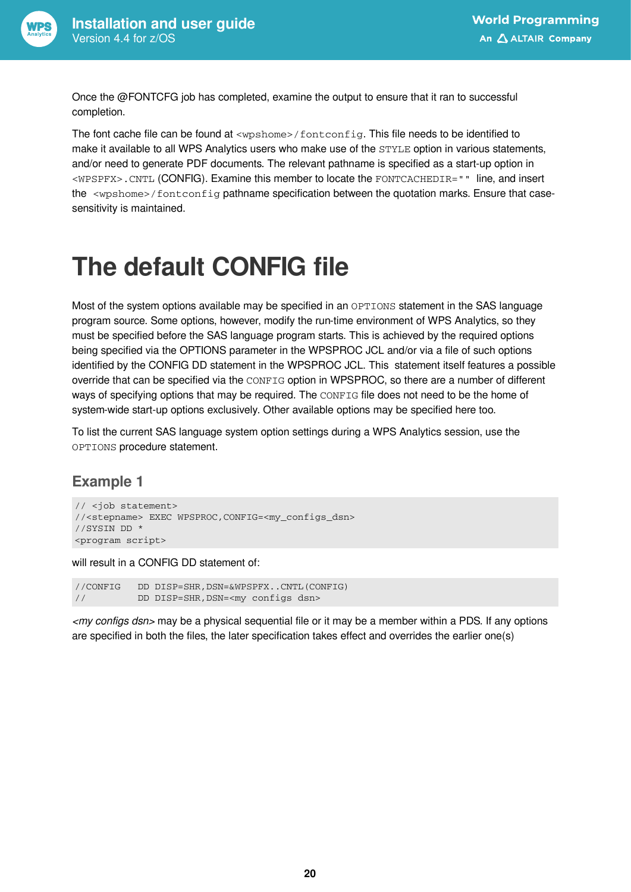Once the @FONTCFG job has completed, examine the output to ensure that it ran to successful completion.

The font cache file can be found at `<wpshome>/fontconfig`. This file needs to be identified to make it available to all WPS Analytics users who make use of the `STYLE` option in various statements, and/or need to generate PDF documents. The relevant pathname is specified as a start-up option in `<WPSPFX>.CNTL` (CONFIG). Examine this member to locate the `FONTCACHEDIR=""` line, and insert the `<wpshome>/fontconfig` pathname specification between the quotation marks. Ensure that case-sensitivity is maintained.

# The default CONFIG file

Most of the system options available may be specified in an `OPTIONS` statement in the SAS language program source. Some options, however, modify the run-time environment of WPS Analytics, so they must be specified before the SAS language program starts. This is achieved by the required options being specified via the OPTIONS parameter in the WPSPROC JCL and/or via a file of such options identified by the CONFIG DD statement in the WPSPROC JCL. This statement itself features a possible override that can be specified via the `CONFIG` option in WPSPROC, so there are a number of different ways of specifying options that may be required. The `CONFIG` file does not need to be the home of system-wide start-up options exclusively. Other available options may be specified here too.

To list the current SAS language system option settings during a WPS Analytics session, use the `OPTIONS` procedure statement.

## Example 1

```
// <job statement>
//<stepname> EXEC WPSPROC,CONFIG=<my_configs_dsn>
//SYSIN DD *
<program script>
```

will result in a CONFIG DD statement of:

```
//CONFIG   DD DISP=SHR,DSN=&WPSPFX..CNTL(CONFIG)
//         DD DISP=SHR,DSN=<my configs dsn>
```

*<my configs dsn>* may be a physical sequential file or it may be a member within a PDS. If any options are specified in both the files, the later specification takes effect and overrides the earlier one(s)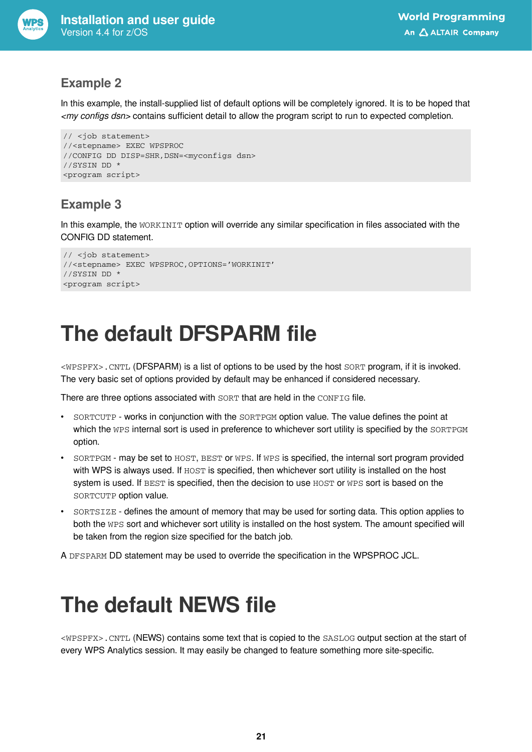## Example 2

In this example, the install-supplied list of default options will be completely ignored. It is to be hoped that *<my configs dsn>* contains sufficient detail to allow the program script to run to expected completion.

```
// <job statement>
//<stepname> EXEC WPSPROC
//CONFIG DD DISP=SHR,DSN=<myconfigs dsn>
//SYSIN DD *
<program script>
```

## Example 3

In this example, the `WORKINIT` option will override any similar specification in files associated with the CONFIG DD statement.

```
// <job statement>
//<stepname> EXEC WPSPROC,OPTIONS='WORKINIT'
//SYSIN DD *
<program script>
```

# The default DFSPARM file

`<WPSPFX>.CNTL` (DFSPARM) is a list of options to be used by the host `SORT` program, if it is invoked. The very basic set of options provided by default may be enhanced if considered necessary.

There are three options associated with `SORT` that are held in the `CONFIG` file.

- `SORTCUTP` - works in conjunction with the `SORTPGM` option value. The value defines the point at which the `WPS` internal sort is used in preference to whichever sort utility is specified by the `SORTPGM` option.
- `SORTPGM` - may be set to `HOST`, `BEST` or `WPS`. If `WPS` is specified, the internal sort program provided with WPS is always used. If `HOST` is specified, then whichever sort utility is installed on the host system is used. If `BEST` is specified, then the decision to use `HOST` or `WPS` sort is based on the `SORTCUTP` option value.
- `SORTSIZE` - defines the amount of memory that may be used for sorting data. This option applies to both the `WPS` sort and whichever sort utility is installed on the host system. The amount specified will be taken from the region size specified for the batch job.

A `DFSPARM` DD statement may be used to override the specification in the WPSPROC JCL.

# The default NEWS file

`<WPSPFX>.CNTL` (NEWS) contains some text that is copied to the `SASLOG` output section at the start of every WPS Analytics session. It may easily be changed to feature something more site-specific.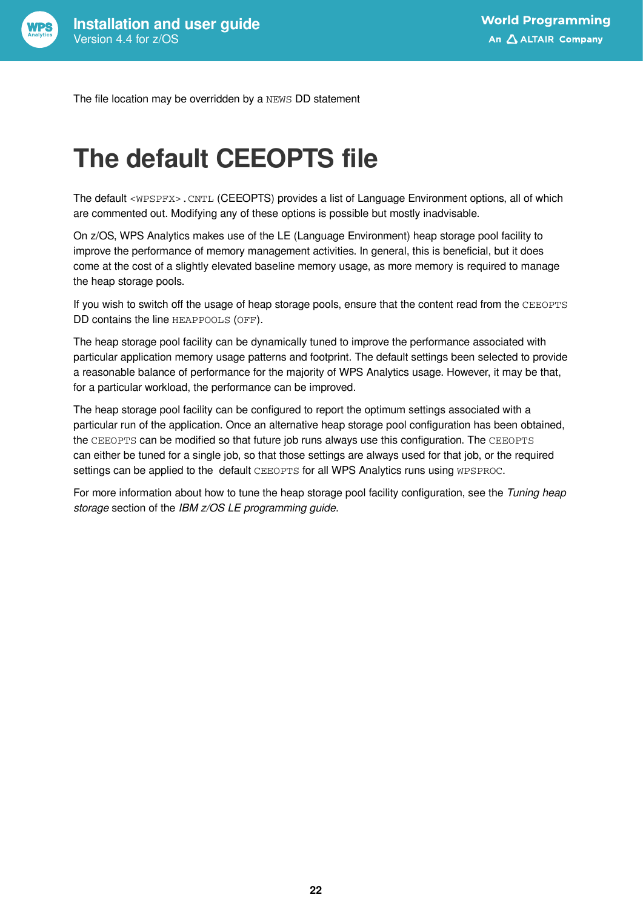The file location may be overridden by a `NEWS` DD statement

# The default CEEOPTS file

The default `<WPSPFX>.CNTL` (CEEOPTS) provides a list of Language Environment options, all of which are commented out. Modifying any of these options is possible but mostly inadvisable.

On z/OS, WPS Analytics makes use of the LE (Language Environment) heap storage pool facility to improve the performance of memory management activities. In general, this is beneficial, but it does come at the cost of a slightly elevated baseline memory usage, as more memory is required to manage the heap storage pools.

If you wish to switch off the usage of heap storage pools, ensure that the content read from the `CEEOPTS` DD contains the line `HEAPPOOLS(OFF)`.

The heap storage pool facility can be dynamically tuned to improve the performance associated with particular application memory usage patterns and footprint. The default settings been selected to provide a reasonable balance of performance for the majority of WPS Analytics usage. However, it may be that, for a particular workload, the performance can be improved.

The heap storage pool facility can be configured to report the optimum settings associated with a particular run of the application. Once an alternative heap storage pool configuration has been obtained, the `CEEOPTS` can be modified so that future job runs always use this configuration. The `CEEOPTS` can either be tuned for a single job, so that those settings are always used for that job, or the required settings can be applied to the default `CEEOPTS` for all WPS Analytics runs using `WPSPROC`.

For more information about how to tune the heap storage pool facility configuration, see the *Tuning heap storage* section of the *IBM z/OS LE programming guide*.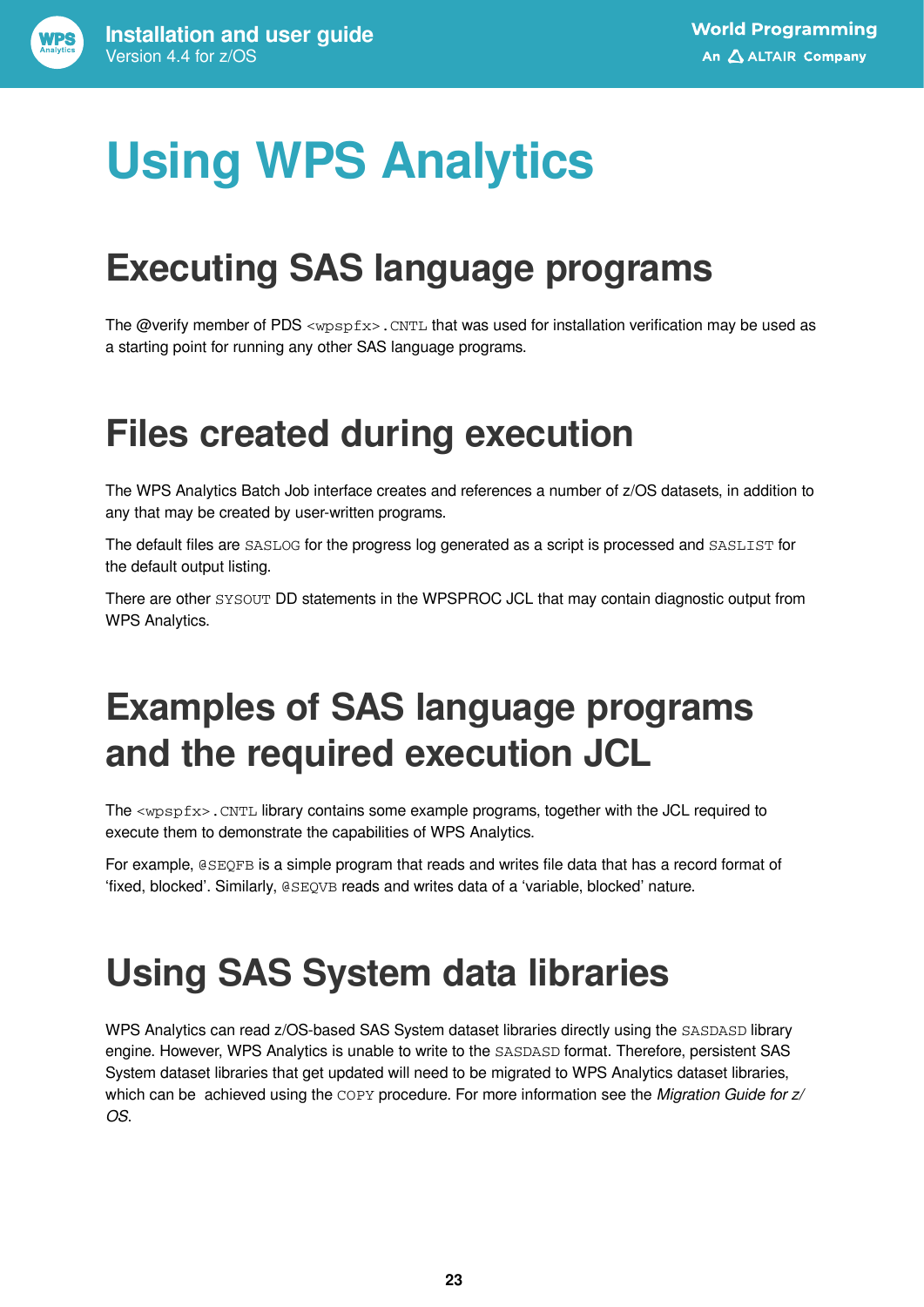# Using WPS Analytics

## Executing SAS language programs

The @verify member of PDS `<wpspfx>.CNTL` that was used for installation verification may be used as a starting point for running any other SAS language programs.

## Files created during execution

The WPS Analytics Batch Job interface creates and references a number of z/OS datasets, in addition to any that may be created by user-written programs.

The default files are `SASLOG` for the progress log generated as a script is processed and `SASLIST` for the default output listing.

There are other `SYSOUT` DD statements in the WPSPROC JCL that may contain diagnostic output from WPS Analytics.

## Examples of SAS language programs and the required execution JCL

The `<wpspfx>.CNTL` library contains some example programs, together with the JCL required to execute them to demonstrate the capabilities of WPS Analytics.

For example, `@SEQFB` is a simple program that reads and writes file data that has a record format of 'fixed, blocked'. Similarly, `@SEQVB` reads and writes data of a 'variable, blocked' nature.

## Using SAS System data libraries

WPS Analytics can read z/OS-based SAS System dataset libraries directly using the `SASDASD` library engine. However, WPS Analytics is unable to write to the `SASDASD` format. Therefore, persistent SAS System dataset libraries that get updated will need to be migrated to WPS Analytics dataset libraries, which can be achieved using the `COPY` procedure. For more information see the *Migration Guide for z/OS*.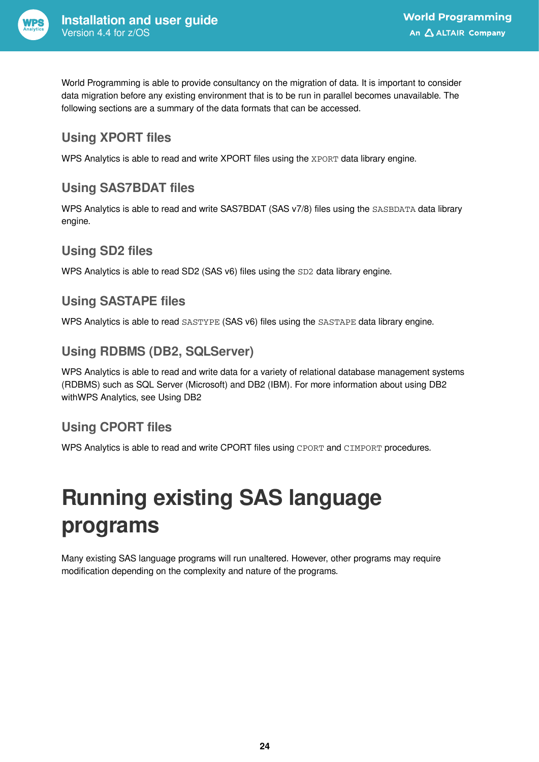World Programming is able to provide consultancy on the migration of data. It is important to consider data migration before any existing environment that is to be run in parallel becomes unavailable. The following sections are a summary of the data formats that can be accessed.

## Using XPORT files

WPS Analytics is able to read and write XPORT files using the `XPORT` data library engine.

## Using SAS7BDAT files

WPS Analytics is able to read and write SAS7BDAT (SAS v7/8) files using the `SASBDATA` data library engine.

## Using SD2 files

WPS Analytics is able to read SD2 (SAS v6) files using the `SD2` data library engine.

## Using SASTAPE files

WPS Analytics is able to read `SASTYPE` (SAS v6) files using the `SASTAPE` data library engine.

## Using RDBMS (DB2, SQLServer)

WPS Analytics is able to read and write data for a variety of relational database management systems (RDBMS) such as SQL Server (Microsoft) and DB2 (IBM). For more information about using DB2 withWPS Analytics, see Using DB2

## Using CPORT files

WPS Analytics is able to read and write CPORT files using `CPORT` and `CIMPORT` procedures.

# Running existing SAS language programs

Many existing SAS language programs will run unaltered. However, other programs may require modification depending on the complexity and nature of the programs.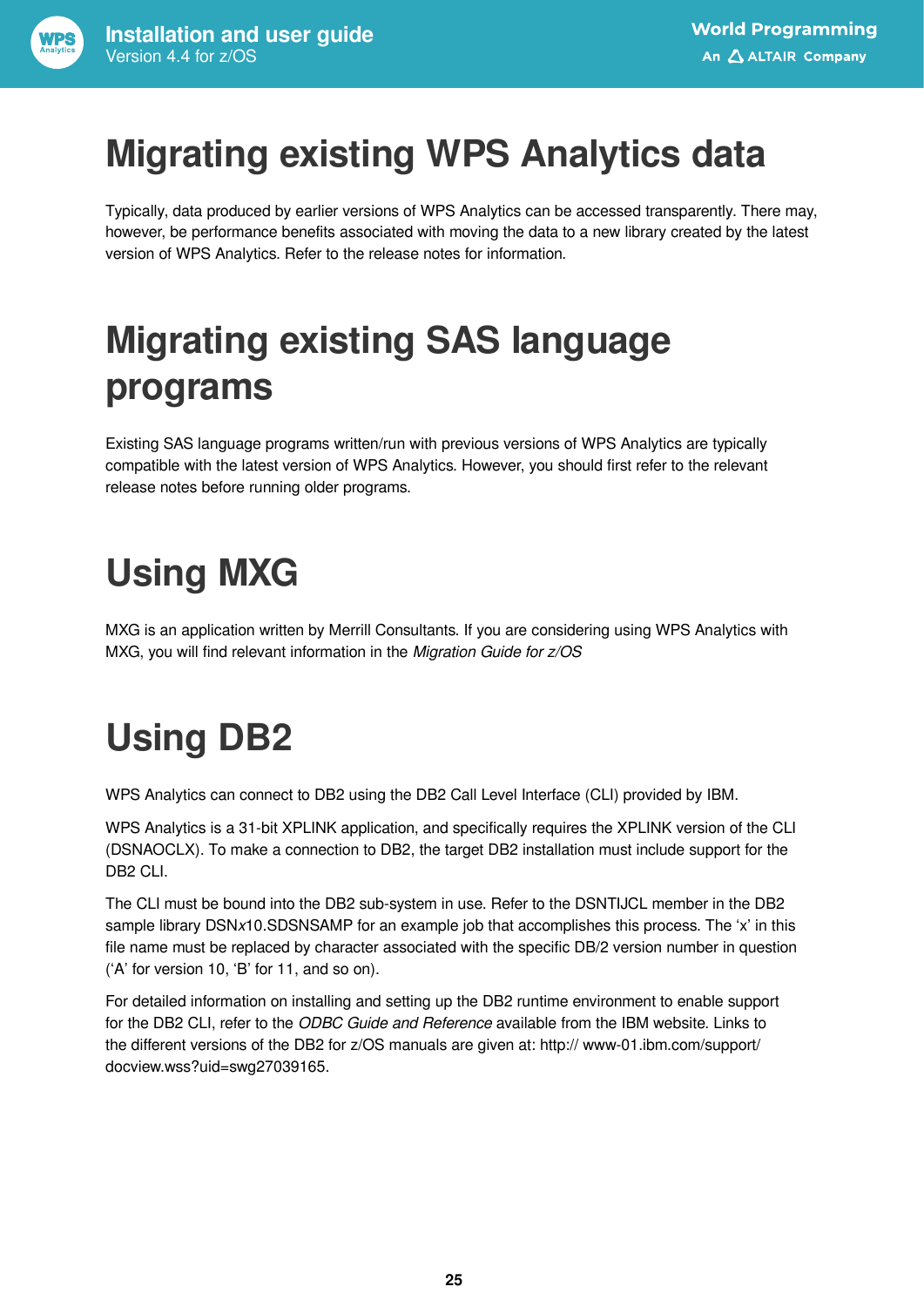# Migrating existing WPS Analytics data

Typically, data produced by earlier versions of WPS Analytics can be accessed transparently. There may, however, be performance benefits associated with moving the data to a new library created by the latest version of WPS Analytics. Refer to the release notes for information.

# Migrating existing SAS language programs

Existing SAS language programs written/run with previous versions of WPS Analytics are typically compatible with the latest version of WPS Analytics. However, you should first refer to the relevant release notes before running older programs.

# Using MXG

MXG is an application written by Merrill Consultants. If you are considering using WPS Analytics with MXG, you will find relevant information in the *Migration Guide for z/OS*

# Using DB2

WPS Analytics can connect to DB2 using the DB2 Call Level Interface (CLI) provided by IBM.

WPS Analytics is a 31-bit XPLINK application, and specifically requires the XPLINK version of the CLI (DSNAOCLX). To make a connection to DB2, the target DB2 installation must include support for the DB2 CLI.

The CLI must be bound into the DB2 sub-system in use. Refer to the DSNTIJCL member in the DB2 sample library DSN*x*10.SDSNSAMP for an example job that accomplishes this process. The 'x' in this file name must be replaced by character associated with the specific DB/2 version number in question ('A' for version 10, 'B' for 11, and so on).

For detailed information on installing and setting up the DB2 runtime environment to enable support for the DB2 CLI, refer to the *ODBC Guide and Reference* available from the IBM website. Links to the different versions of the DB2 for z/OS manuals are given at: http:// www-01.ibm.com/support/docview.wss?uid=swg27039165.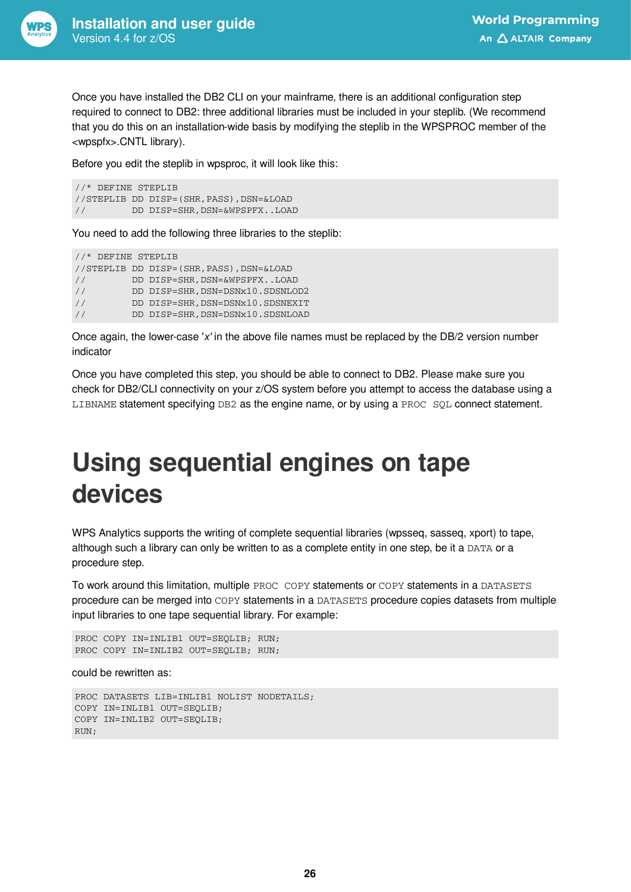Once you have installed the DB2 CLI on your mainframe, there is an additional configuration step required to connect to DB2: three additional libraries must be included in your steplib. (We recommend that you do this on an installation-wide basis by modifying the steplib in the WPSPROC member of the <wpspfx>.CNTL library).

Before you edit the steplib in wpsproc, it will look like this:

```
//* DEFINE STEPLIB
//STEPLIB DD DISP=(SHR,PASS),DSN=&LOAD
//         DD DISP=SHR,DSN=&WPSPFX..LOAD
```

You need to add the following three libraries to the steplib:

```
//* DEFINE STEPLIB
//STEPLIB DD DISP=(SHR,PASS),DSN=&LOAD
//         DD DISP=SHR,DSN=&WPSPFX..LOAD
//         DD DISP=SHR,DSN=DSNx10.SDSNLOD2
//         DD DISP=SHR,DSN=DSNx10.SDSNEXIT
//         DD DISP=SHR,DSN=DSNx10.SDSNLOAD
```

Once again, the lower-case '*x*' in the above file names must be replaced by the DB/2 version number indicator

Once you have completed this step, you should be able to connect to DB2. Please make sure you check for DB2/CLI connectivity on your z/OS system before you attempt to access the database using a `LIBNAME` statement specifying `DB2` as the engine name, or by using a `PROC SQL` connect statement.

# Using sequential engines on tape devices

WPS Analytics supports the writing of complete sequential libraries (wpsseq, sasseq, xport) to tape, although such a library can only be written to as a complete entity in one step, be it a `DATA` or a procedure step.

To work around this limitation, multiple `PROC COPY` statements or `COPY` statements in a `DATASETS` procedure can be merged into `COPY` statements in a `DATASETS` procedure copies datasets from multiple input libraries to one tape sequential library. For example:

```
PROC COPY IN=INLIB1 OUT=SEQLIB; RUN;
PROC COPY IN=INLIB2 OUT=SEQLIB; RUN;
```

could be rewritten as:

```
PROC DATASETS LIB=INLIB1 NOLIST NODETAILS;
COPY IN=INLIB1 OUT=SEQLIB;
COPY IN=INLIB2 OUT=SEQLIB;
RUN;
```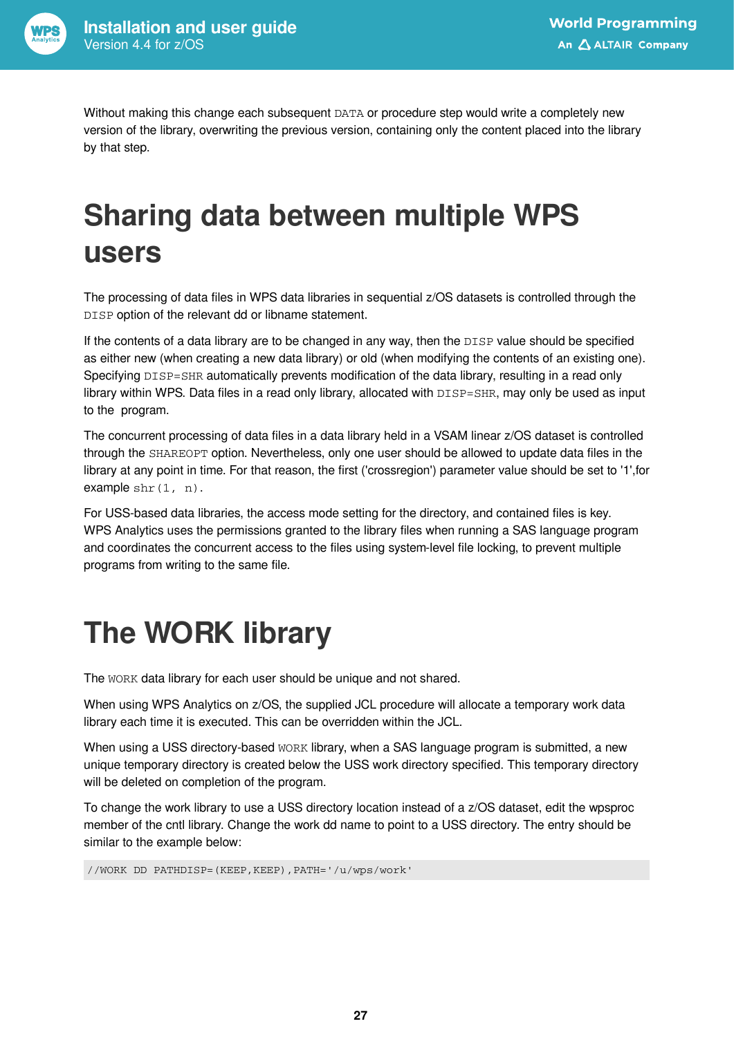Without making this change each subsequent `DATA` or procedure step would write a completely new version of the library, overwriting the previous version, containing only the content placed into the library by that step.

# Sharing data between multiple WPS users

The processing of data files in WPS data libraries in sequential z/OS datasets is controlled through the `DISP` option of the relevant dd or libname statement.

If the contents of a data library are to be changed in any way, then the `DISP` value should be specified as either new (when creating a new data library) or old (when modifying the contents of an existing one). Specifying `DISP=SHR` automatically prevents modification of the data library, resulting in a read only library within WPS. Data files in a read only library, allocated with `DISP=SHR`, may only be used as input to the program.

The concurrent processing of data files in a data library held in a VSAM linear z/OS dataset is controlled through the `SHAREOPT` option. Nevertheless, only one user should be allowed to update data files in the library at any point in time. For that reason, the first ('crossregion') parameter value should be set to '1',for example `shr(1, n)`.

For USS-based data libraries, the access mode setting for the directory, and contained files is key. WPS Analytics uses the permissions granted to the library files when running a SAS language program and coordinates the concurrent access to the files using system-level file locking, to prevent multiple programs from writing to the same file.

# The WORK library

The `WORK` data library for each user should be unique and not shared.

When using WPS Analytics on z/OS, the supplied JCL procedure will allocate a temporary work data library each time it is executed. This can be overridden within the JCL.

When using a USS directory-based `WORK` library, when a SAS language program is submitted, a new unique temporary directory is created below the USS work directory specified. This temporary directory will be deleted on completion of the program.

To change the work library to use a USS directory location instead of a z/OS dataset, edit the wpsproc member of the cntl library. Change the work dd name to point to a USS directory. The entry should be similar to the example below:

```
//WORK DD PATHDISP=(KEEP,KEEP),PATH='/u/wps/work'
```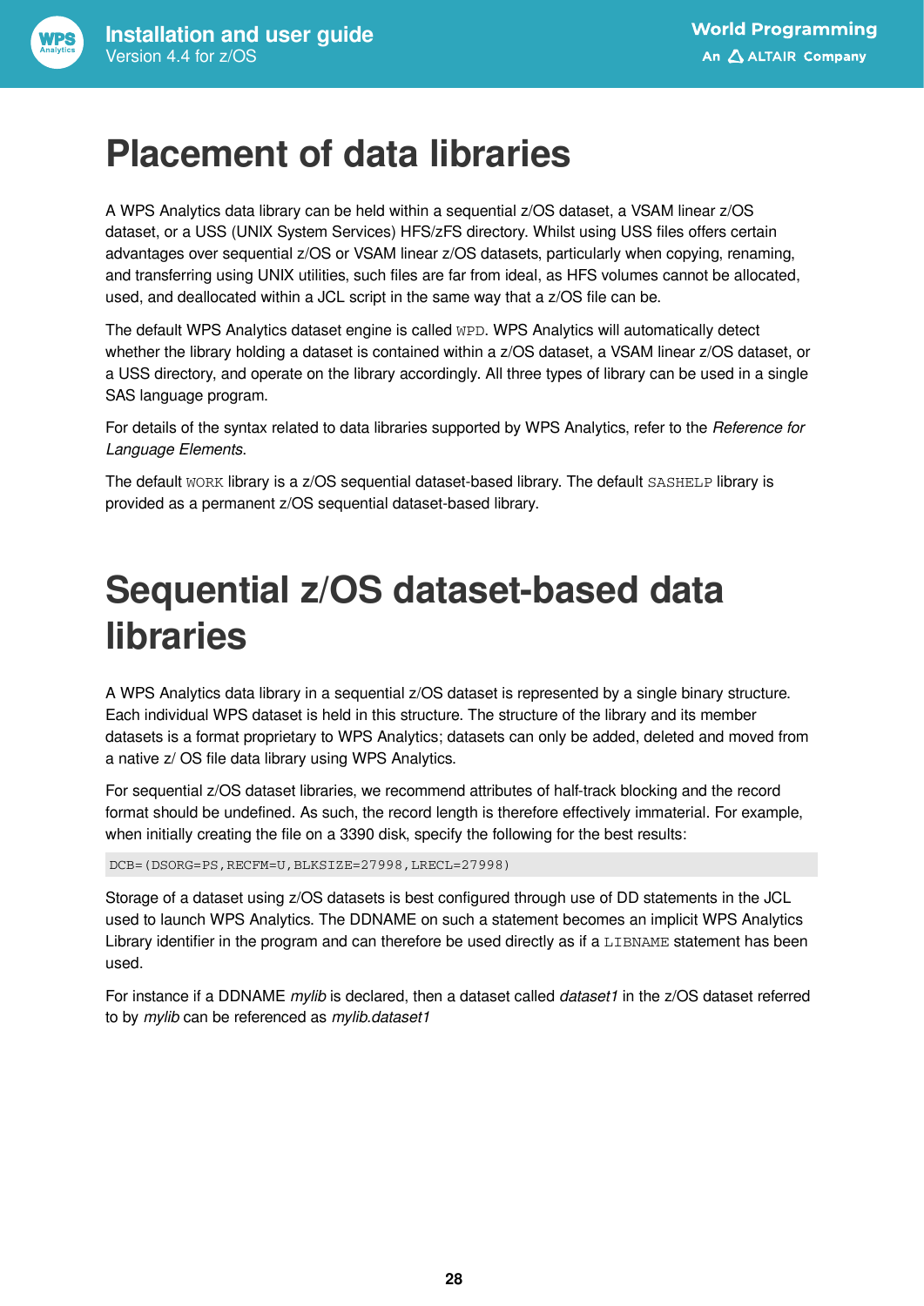# Placement of data libraries

A WPS Analytics data library can be held within a sequential z/OS dataset, a VSAM linear z/OS dataset, or a USS (UNIX System Services) HFS/zFS directory. Whilst using USS files offers certain advantages over sequential z/OS or VSAM linear z/OS datasets, particularly when copying, renaming, and transferring using UNIX utilities, such files are far from ideal, as HFS volumes cannot be allocated, used, and deallocated within a JCL script in the same way that a z/OS file can be.

The default WPS Analytics dataset engine is called `WPD`. WPS Analytics will automatically detect whether the library holding a dataset is contained within a z/OS dataset, a VSAM linear z/OS dataset, or a USS directory, and operate on the library accordingly. All three types of library can be used in a single SAS language program.

For details of the syntax related to data libraries supported by WPS Analytics, refer to the *Reference for Language Elements*.

The default `WORK` library is a z/OS sequential dataset-based library. The default `SASHELP` library is provided as a permanent z/OS sequential dataset-based library.

# Sequential z/OS dataset-based data libraries

A WPS Analytics data library in a sequential z/OS dataset is represented by a single binary structure. Each individual WPS dataset is held in this structure. The structure of the library and its member datasets is a format proprietary to WPS Analytics; datasets can only be added, deleted and moved from a native z/ OS file data library using WPS Analytics.

For sequential z/OS dataset libraries, we recommend attributes of half-track blocking and the record format should be undefined. As such, the record length is therefore effectively immaterial. For example, when initially creating the file on a 3390 disk, specify the following for the best results:

```
DCB=(DSORG=PS,RECFM=U,BLKSIZE=27998,LRECL=27998)
```

Storage of a dataset using z/OS datasets is best configured through use of DD statements in the JCL used to launch WPS Analytics. The DDNAME on such a statement becomes an implicit WPS Analytics Library identifier in the program and can therefore be used directly as if a `LIBNAME` statement has been used.

For instance if a DDNAME *mylib* is declared, then a dataset called *dataset1* in the z/OS dataset referred to by *mylib* can be referenced as *mylib.dataset1*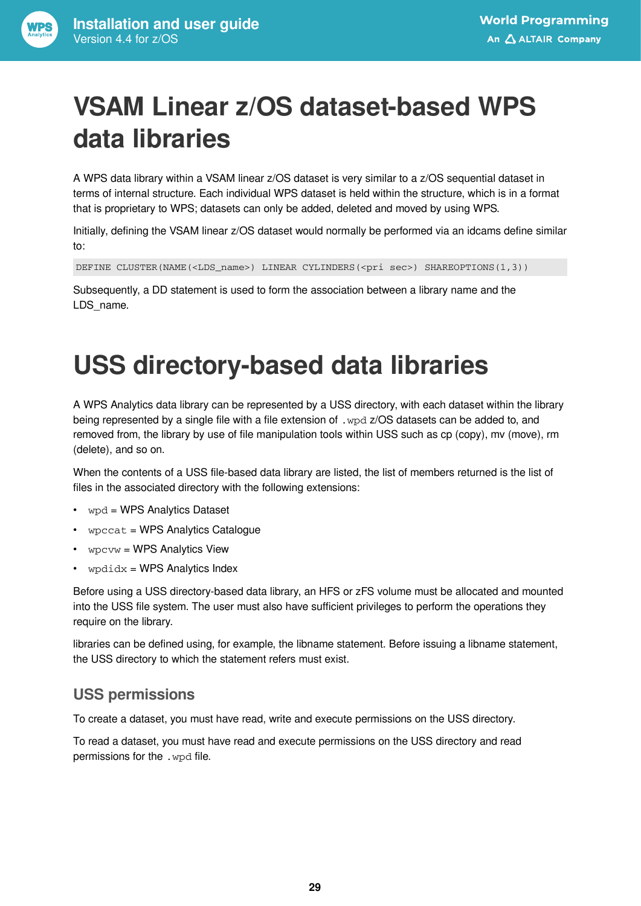# VSAM Linear z/OS dataset-based WPS data libraries

A WPS data library within a VSAM linear z/OS dataset is very similar to a z/OS sequential dataset in terms of internal structure. Each individual WPS dataset is held within the structure, which is in a format that is proprietary to WPS; datasets can only be added, deleted and moved by using WPS.

Initially, defining the VSAM linear z/OS dataset would normally be performed via an idcams define similar to:

```
DEFINE CLUSTER(NAME(<LDS_name>) LINEAR CYLINDERS(<pri sec>) SHAREOPTIONS(1,3))
```

Subsequently, a DD statement is used to form the association between a library name and the LDS_name.

# USS directory-based data libraries

A WPS Analytics data library can be represented by a USS directory, with each dataset within the library being represented by a single file with a file extension of `.wpd` z/OS datasets can be added to, and removed from, the library by use of file manipulation tools within USS such as cp (copy), mv (move), rm (delete), and so on.

When the contents of a USS file-based data library are listed, the list of members returned is the list of files in the associated directory with the following extensions:

- `wpd` = WPS Analytics Dataset
- `wpccat` = WPS Analytics Catalogue
- `wpcvw` = WPS Analytics View
- `wpdidx` = WPS Analytics Index

Before using a USS directory-based data library, an HFS or zFS volume must be allocated and mounted into the USS file system. The user must also have sufficient privileges to perform the operations they require on the library.

libraries can be defined using, for example, the libname statement. Before issuing a libname statement, the USS directory to which the statement refers must exist.

## USS permissions

To create a dataset, you must have read, write and execute permissions on the USS directory.

To read a dataset, you must have read and execute permissions on the USS directory and read permissions for the `.wpd` file.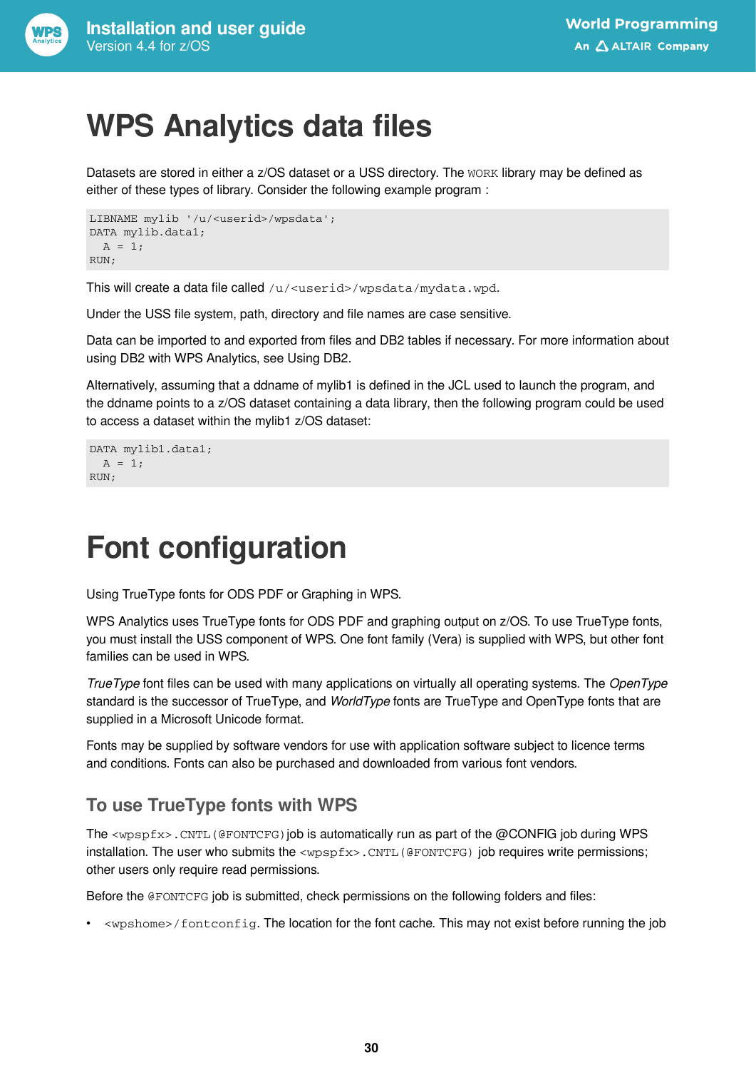# WPS Analytics data files

Datasets are stored in either a z/OS dataset or a USS directory. The `WORK` library may be defined as either of these types of library. Consider the following example program :

```
LIBNAME mylib '/u/<userid>/wpsdata';
DATA mylib.data1;
  A = 1;
RUN;
```

This will create a data file called `/u/<userid>/wpsdata/mydata.wpd`.

Under the USS file system, path, directory and file names are case sensitive.

Data can be imported to and exported from files and DB2 tables if necessary. For more information about using DB2 with WPS Analytics, see Using DB2.

Alternatively, assuming that a ddname of mylib1 is defined in the JCL used to launch the program, and the ddname points to a z/OS dataset containing a data library, then the following program could be used to access a dataset within the mylib1 z/OS dataset:

```
DATA mylib1.data1;
  A = 1;
RUN;
```

# Font configuration

Using TrueType fonts for ODS PDF or Graphing in WPS.

WPS Analytics uses TrueType fonts for ODS PDF and graphing output on z/OS. To use TrueType fonts, you must install the USS component of WPS. One font family (Vera) is supplied with WPS, but other font families can be used in WPS.

*TrueType* font files can be used with many applications on virtually all operating systems. The *OpenType* standard is the successor of TrueType, and *WorldType* fonts are TrueType and OpenType fonts that are supplied in a Microsoft Unicode format.

Fonts may be supplied by software vendors for use with application software subject to licence terms and conditions. Fonts can also be purchased and downloaded from various font vendors.

## To use TrueType fonts with WPS

The `<wpspfx>.CNTL(@FONTCFG)` job is automatically run as part of the @CONFIG job during WPS installation. The user who submits the `<wpspfx>.CNTL(@FONTCFG)` job requires write permissions; other users only require read permissions.

Before the `@FONTCFG` job is submitted, check permissions on the following folders and files:

- `<wpshome>/fontconfig`. The location for the font cache. This may not exist before running the job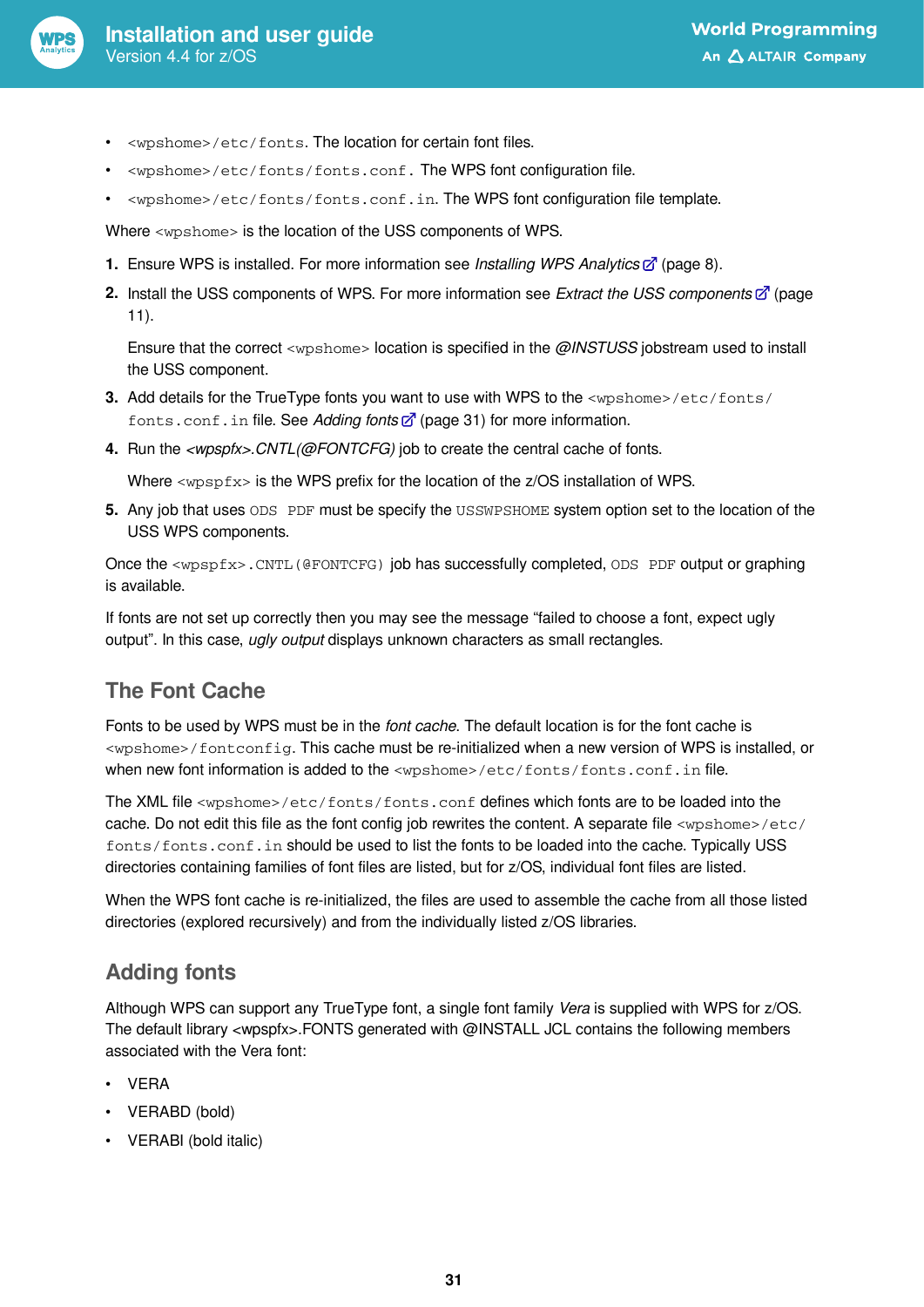- `<wpshome>/etc/fonts`. The location for certain font files.
- `<wpshome>/etc/fonts/fonts.conf`. The WPS font configuration file.
- `<wpshome>/etc/fonts/fonts.conf.in`. The WPS font configuration file template.

Where `<wpshome>` is the location of the USS components of WPS.

1. Ensure WPS is installed. For more information see *Installing WPS Analytics* (page 8).
2. Install the USS components of WPS. For more information see *Extract the USS components* (page 11).

   Ensure that the correct `<wpshome>` location is specified in the *@INSTUSS* jobstream used to install the USS component.
3. Add details for the TrueType fonts you want to use with WPS to the `<wpshome>/etc/fonts/fonts.conf.in` file. See *Adding fonts* (page 31) for more information.
4. Run the *<wpspfx>.CNTL(@FONTCFG)* job to create the central cache of fonts.

   Where `<wpspfx>` is the WPS prefix for the location of the z/OS installation of WPS.
5. Any job that uses `ODS PDF` must be specify the `USSWPSHOME` system option set to the location of the USS WPS components.

Once the `<wpspfx>.CNTL(@FONTCFG)` job has successfully completed, `ODS PDF` output or graphing is available.

If fonts are not set up correctly then you may see the message “failed to choose a font, expect ugly output”. In this case, *ugly output* displays unknown characters as small rectangles.

## The Font Cache

Fonts to be used by WPS must be in the *font cache*. The default location is for the font cache is `<wpshome>/fontconfig`. This cache must be re-initialized when a new version of WPS is installed, or when new font information is added to the `<wpshome>/etc/fonts/fonts.conf.in` file.

The XML file `<wpshome>/etc/fonts/fonts.conf` defines which fonts are to be loaded into the cache. Do not edit this file as the font config job rewrites the content. A separate file `<wpshome>/etc/fonts/fonts.conf.in` should be used to list the fonts to be loaded into the cache. Typically USS directories containing families of font files are listed, but for z/OS, individual font files are listed.

When the WPS font cache is re-initialized, the files are used to assemble the cache from all those listed directories (explored recursively) and from the individually listed z/OS libraries.

## Adding fonts

Although WPS can support any TrueType font, a single font family *Vera* is supplied with WPS for z/OS. The default library <wpspfx>.FONTS generated with @INSTALL JCL contains the following members associated with the Vera font:

- VERA
- VERABD (bold)
- VERABI (bold italic)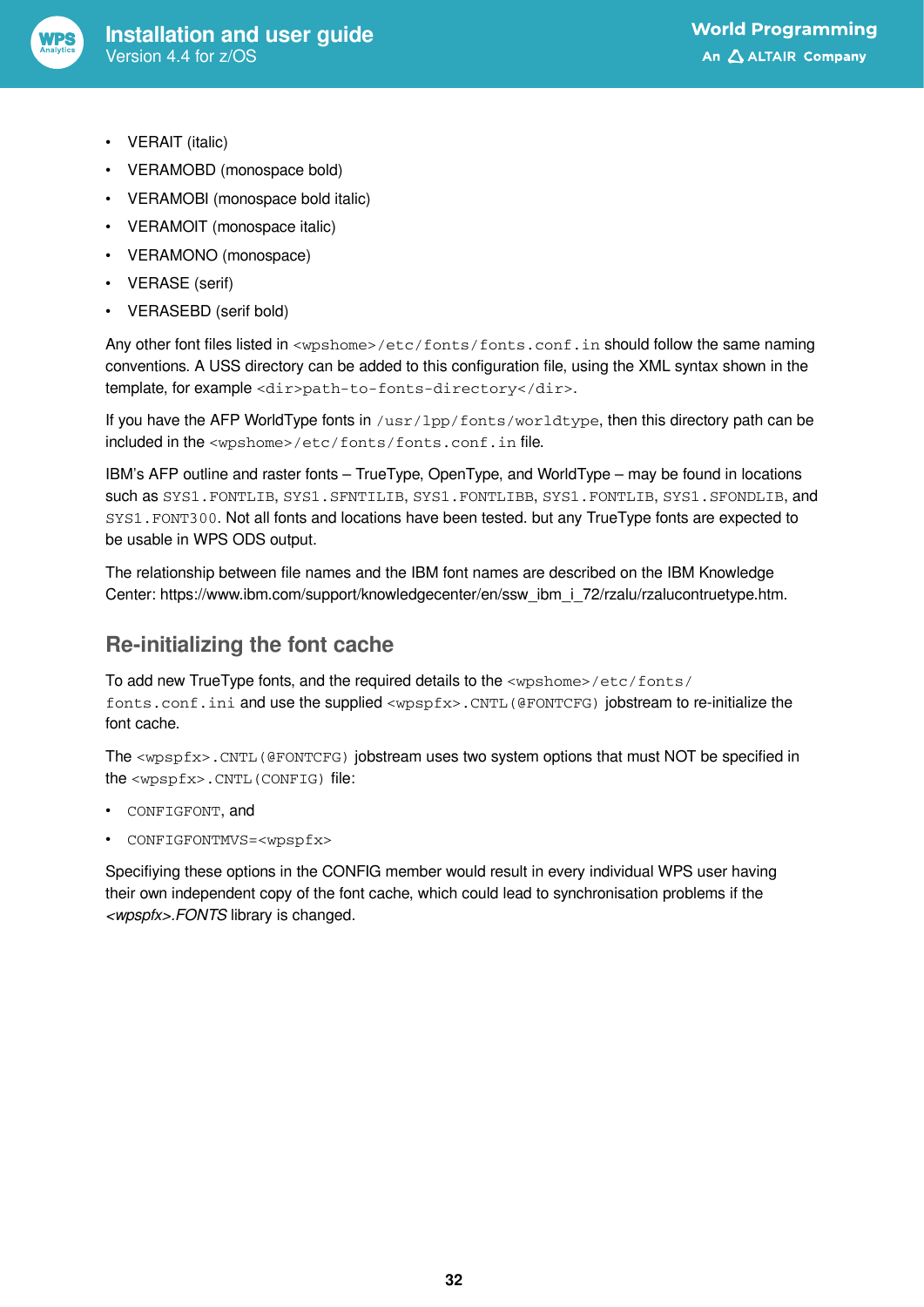- VERAIT (italic)
- VERAMOBD (monospace bold)
- VERAMOBI (monospace bold italic)
- VERAMOIT (monospace italic)
- VERAMONO (monospace)
- VERASE (serif)
- VERASEBD (serif bold)

Any other font files listed in `<wpshome>/etc/fonts/fonts.conf.in` should follow the same naming conventions. A USS directory can be added to this configuration file, using the XML syntax shown in the template, for example `<dir>path-to-fonts-directory</dir>`.

If you have the AFP WorldType fonts in `/usr/lpp/fonts/worldtype`, then this directory path can be included in the `<wpshome>/etc/fonts/fonts.conf.in` file.

IBM's AFP outline and raster fonts – TrueType, OpenType, and WorldType – may be found in locations such as `SYS1.FONTLIB`, `SYS1.SFNTILIB`, `SYS1.FONTLIBB`, `SYS1.FONTLIB`, `SYS1.SFONDLIB`, and `SYS1.FONT300`. Not all fonts and locations have been tested. but any TrueType fonts are expected to be usable in WPS ODS output.

The relationship between file names and the IBM font names are described on the IBM Knowledge Center: https://www.ibm.com/support/knowledgecenter/en/ssw_ibm_i_72/rzalu/rzalucontruetype.htm.

## Re-initializing the font cache

To add new TrueType fonts, and the required details to the `<wpshome>/etc/fonts/fonts.conf.ini` and use the supplied `<wpspfx>.CNTL(@FONTCFG)` jobstream to re-initialize the font cache.

The `<wpspfx>.CNTL(@FONTCFG)` jobstream uses two system options that must NOT be specified in the `<wpspfx>.CNTL(CONFIG)` file:

- `CONFIGFONT`, and
- `CONFIGFONTMVS=<wpspfx>`

Specifiying these options in the CONFIG member would result in every individual WPS user having their own independent copy of the font cache, which could lead to synchronisation problems if the *<wpspfx>.FONTS* library is changed.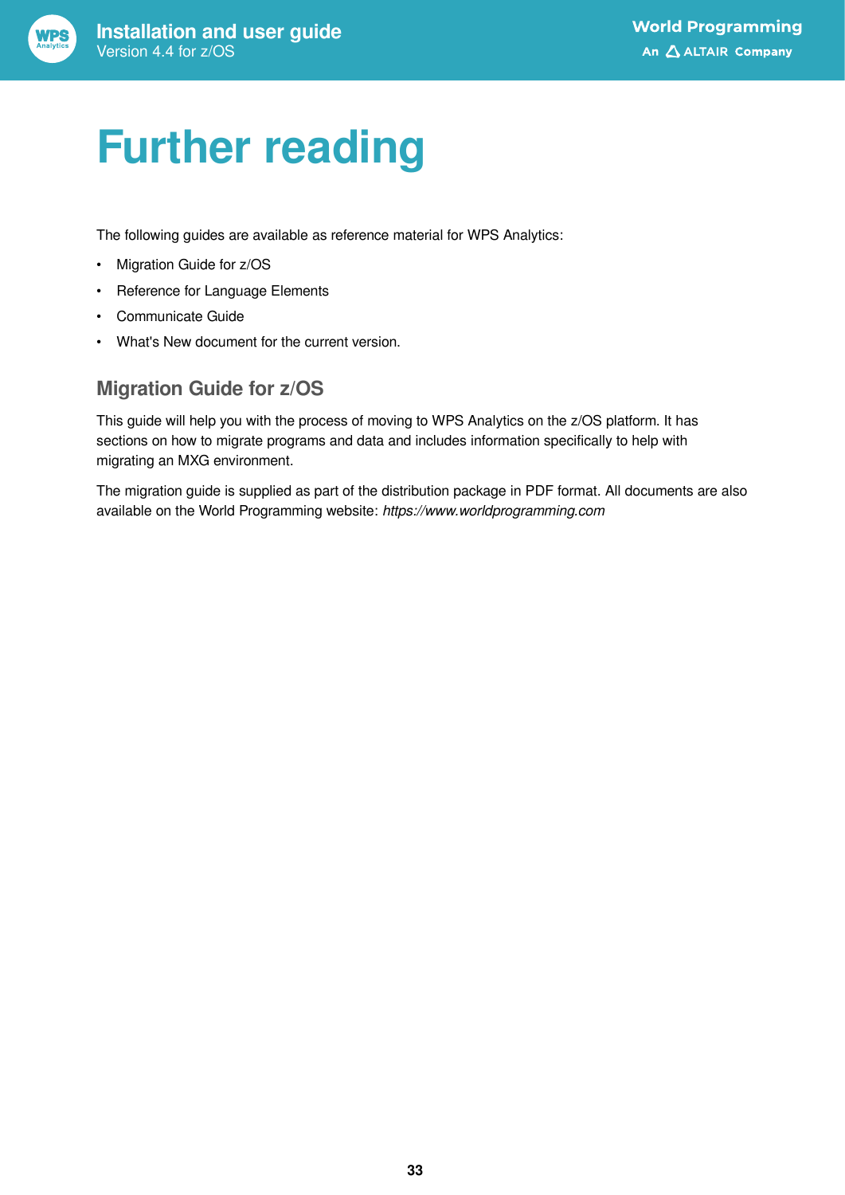# Further reading

The following guides are available as reference material for WPS Analytics:

- Migration Guide for z/OS
- Reference for Language Elements
- Communicate Guide
- What's New document for the current version.

## Migration Guide for z/OS

This guide will help you with the process of moving to WPS Analytics on the z/OS platform. It has sections on how to migrate programs and data and includes information specifically to help with migrating an MXG environment.

The migration guide is supplied as part of the distribution package in PDF format. All documents are also available on the World Programming website: *https://www.worldprogramming.com*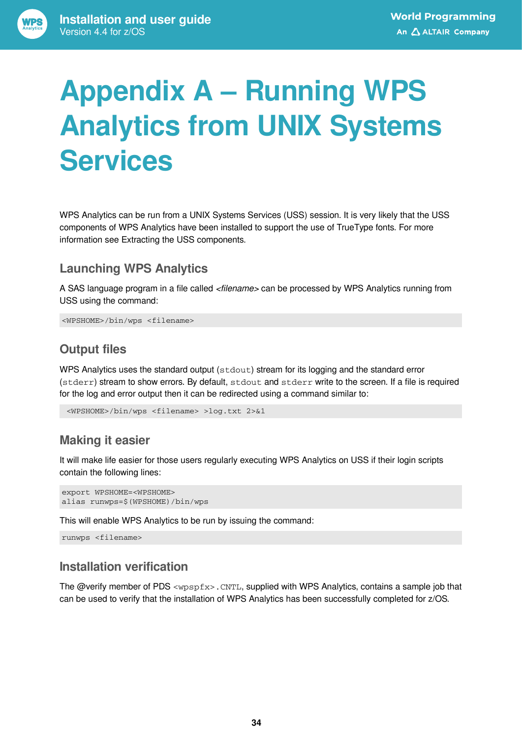# Appendix A – Running WPS Analytics from UNIX Systems Services

WPS Analytics can be run from a UNIX Systems Services (USS) session. It is very likely that the USS components of WPS Analytics have been installed to support the use of TrueType fonts. For more information see Extracting the USS components.

## Launching WPS Analytics

A SAS language program in a file called *<filename>* can be processed by WPS Analytics running from USS using the command:

```
<WPSHOME>/bin/wps <filename>
```

## Output files

WPS Analytics uses the standard output (`stdout`) stream for its logging and the standard error (`stderr`) stream to show errors. By default, `stdout` and `stderr` write to the screen. If a file is required for the log and error output then it can be redirected using a command similar to:

```
<WPSHOME>/bin/wps <filename> >log.txt 2>&1
```

## Making it easier

It will make life easier for those users regularly executing WPS Analytics on USS if their login scripts contain the following lines:

```
export WPSHOME=<WPSHOME>
alias runwps=$(WPSHOME)/bin/wps
```

This will enable WPS Analytics to be run by issuing the command:

```
runwps <filename>
```

## Installation verification

The @verify member of PDS `<wpspfx>.CNTL`, supplied with WPS Analytics, contains a sample job that can be used to verify that the installation of WPS Analytics has been successfully completed for z/OS.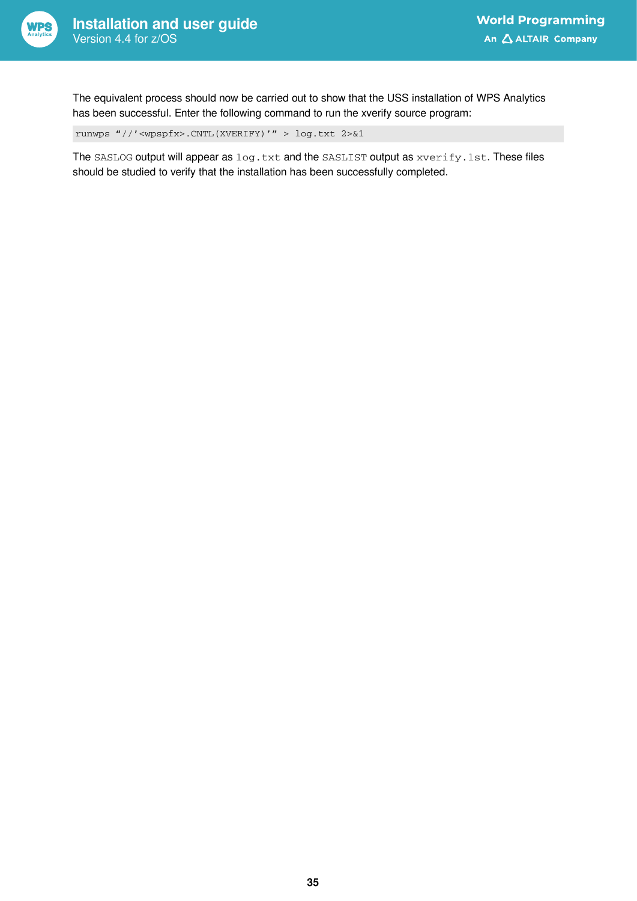The equivalent process should now be carried out to show that the USS installation of WPS Analytics has been successful. Enter the following command to run the xverify source program:

```
runwps “//’<wpspfx>.CNTL(XVERIFY)’” > log.txt 2>&1
```

The `SASLOG` output will appear as `log.txt` and the `SASLIST` output as `xverify.lst`. These files should be studied to verify that the installation has been successfully completed.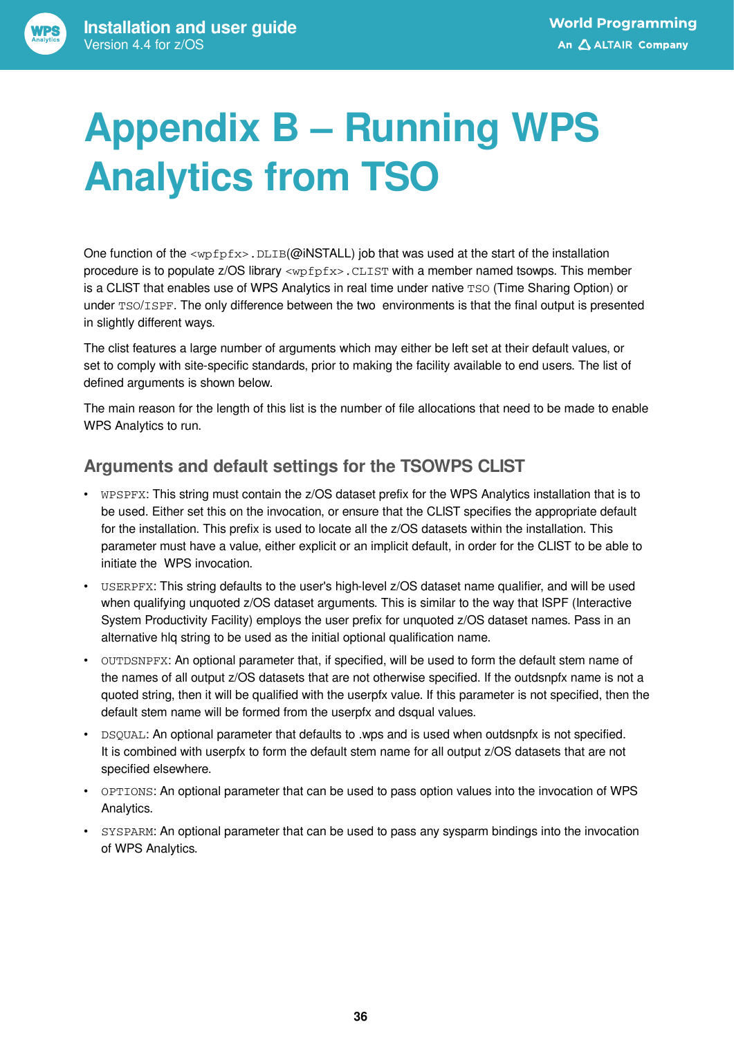# Appendix B – Running WPS Analytics from TSO

One function of the `<wpfpfx>.DLIB`(@INSTALL) job that was used at the start of the installation procedure is to populate z/OS library `<wpfpfx>.CLIST` with a member named tsowps. This member is a CLIST that enables use of WPS Analytics in real time under native `TSO` (Time Sharing Option) or under `TSO`/`ISPF`. The only difference between the two environments is that the final output is presented in slightly different ways.

The clist features a large number of arguments which may either be left set at their default values, or set to comply with site-specific standards, prior to making the facility available to end users. The list of defined arguments is shown below.

The main reason for the length of this list is the number of file allocations that need to be made to enable WPS Analytics to run.

## Arguments and default settings for the TSOWPS CLIST

- `WPSPFX`: This string must contain the z/OS dataset prefix for the WPS Analytics installation that is to be used. Either set this on the invocation, or ensure that the CLIST specifies the appropriate default for the installation. This prefix is used to locate all the z/OS datasets within the installation. This parameter must have a value, either explicit or an implicit default, in order for the CLIST to be able to initiate the WPS invocation.
- `USERPFX`: This string defaults to the user's high-level z/OS dataset name qualifier, and will be used when qualifying unquoted z/OS dataset arguments. This is similar to the way that ISPF (Interactive System Productivity Facility) employs the user prefix for unquoted z/OS dataset names. Pass in an alternative hlq string to be used as the initial optional qualification name.
- `OUTDSNPFX`: An optional parameter that, if specified, will be used to form the default stem name of the names of all output z/OS datasets that are not otherwise specified. If the outdsnpfx name is not a quoted string, then it will be qualified with the userpfx value. If this parameter is not specified, then the default stem name will be formed from the userpfx and dsqual values.
- `DSQUAL`: An optional parameter that defaults to .wps and is used when outdsnpfx is not specified. It is combined with userpfx to form the default stem name for all output z/OS datasets that are not specified elsewhere.
- `OPTIONS`: An optional parameter that can be used to pass option values into the invocation of WPS Analytics.
- `SYSPARM`: An optional parameter that can be used to pass any sysparm bindings into the invocation of WPS Analytics.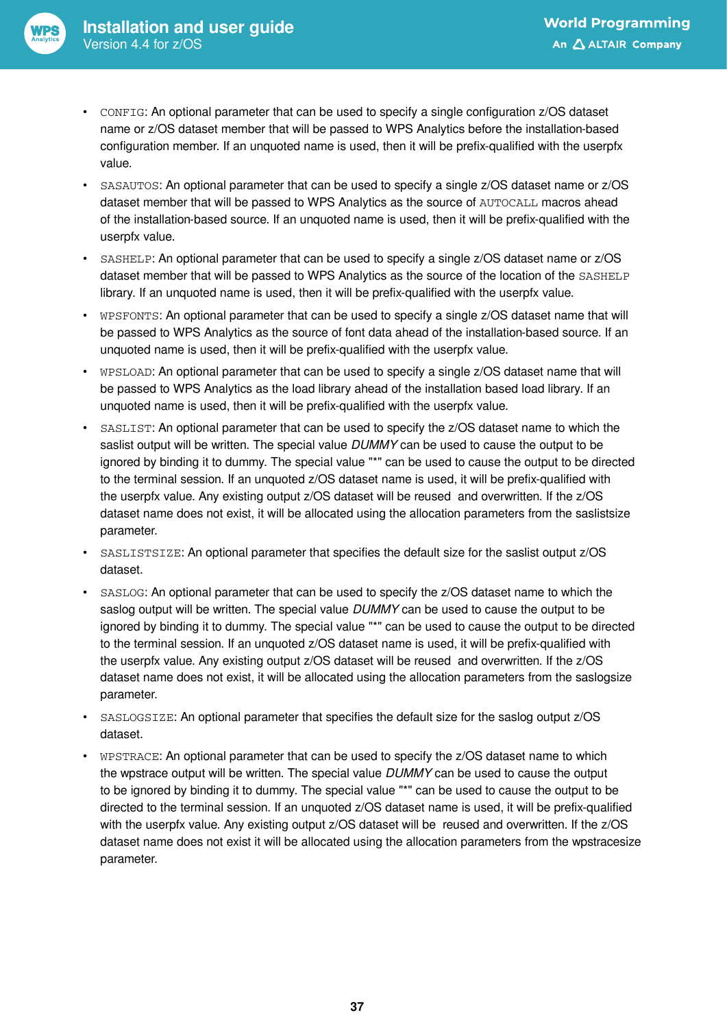- `CONFIG`: An optional parameter that can be used to specify a single configuration z/OS dataset name or z/OS dataset member that will be passed to WPS Analytics before the installation-based configuration member. If an unquoted name is used, then it will be prefix-qualified with the userpfx value.
- `SASAUTOS`: An optional parameter that can be used to specify a single z/OS dataset name or z/OS dataset member that will be passed to WPS Analytics as the source of `AUTOCALL` macros ahead of the installation-based source. If an unquoted name is used, then it will be prefix-qualified with the userpfx value.
- `SASHELP`: An optional parameter that can be used to specify a single z/OS dataset name or z/OS dataset member that will be passed to WPS Analytics as the source of the location of the `SASHELP` library. If an unquoted name is used, then it will be prefix-qualified with the userpfx value.
- `WPSFONTS`: An optional parameter that can be used to specify a single z/OS dataset name that will be passed to WPS Analytics as the source of font data ahead of the installation-based source. If an unquoted name is used, then it will be prefix-qualified with the userpfx value.
- `WPSLOAD`: An optional parameter that can be used to specify a single z/OS dataset name that will be passed to WPS Analytics as the load library ahead of the installation based load library. If an unquoted name is used, then it will be prefix-qualified with the userpfx value.
- `SASLIST`: An optional parameter that can be used to specify the z/OS dataset name to which the saslist output will be written. The special value *DUMMY* can be used to cause the output to be ignored by binding it to dummy. The special value "*" can be used to cause the output to be directed to the terminal session. If an unquoted z/OS dataset name is used, it will be prefix-qualified with the userpfx value. Any existing output z/OS dataset will be reused and overwritten. If the z/OS dataset name does not exist, it will be allocated using the allocation parameters from the saslistsize parameter.
- `SASLISTSIZE`: An optional parameter that specifies the default size for the saslist output z/OS dataset.
- `SASLOG`: An optional parameter that can be used to specify the z/OS dataset name to which the saslog output will be written. The special value *DUMMY* can be used to cause the output to be ignored by binding it to dummy. The special value "*" can be used to cause the output to be directed to the terminal session. If an unquoted z/OS dataset name is used, it will be prefix-qualified with the userpfx value. Any existing output z/OS dataset will be reused and overwritten. If the z/OS dataset name does not exist, it will be allocated using the allocation parameters from the saslogsize parameter.
- `SASLOGSIZE`: An optional parameter that specifies the default size for the saslog output z/OS dataset.
- `WPSTRACE`: An optional parameter that can be used to specify the z/OS dataset name to which the wpstrace output will be written. The special value *DUMMY* can be used to cause the output to be ignored by binding it to dummy. The special value "*" can be used to cause the output to be directed to the terminal session. If an unquoted z/OS dataset name is used, it will be prefix-qualified with the userpfx value. Any existing output z/OS dataset will be reused and overwritten. If the z/OS dataset name does not exist it will be allocated using the allocation parameters from the wpstracesize parameter.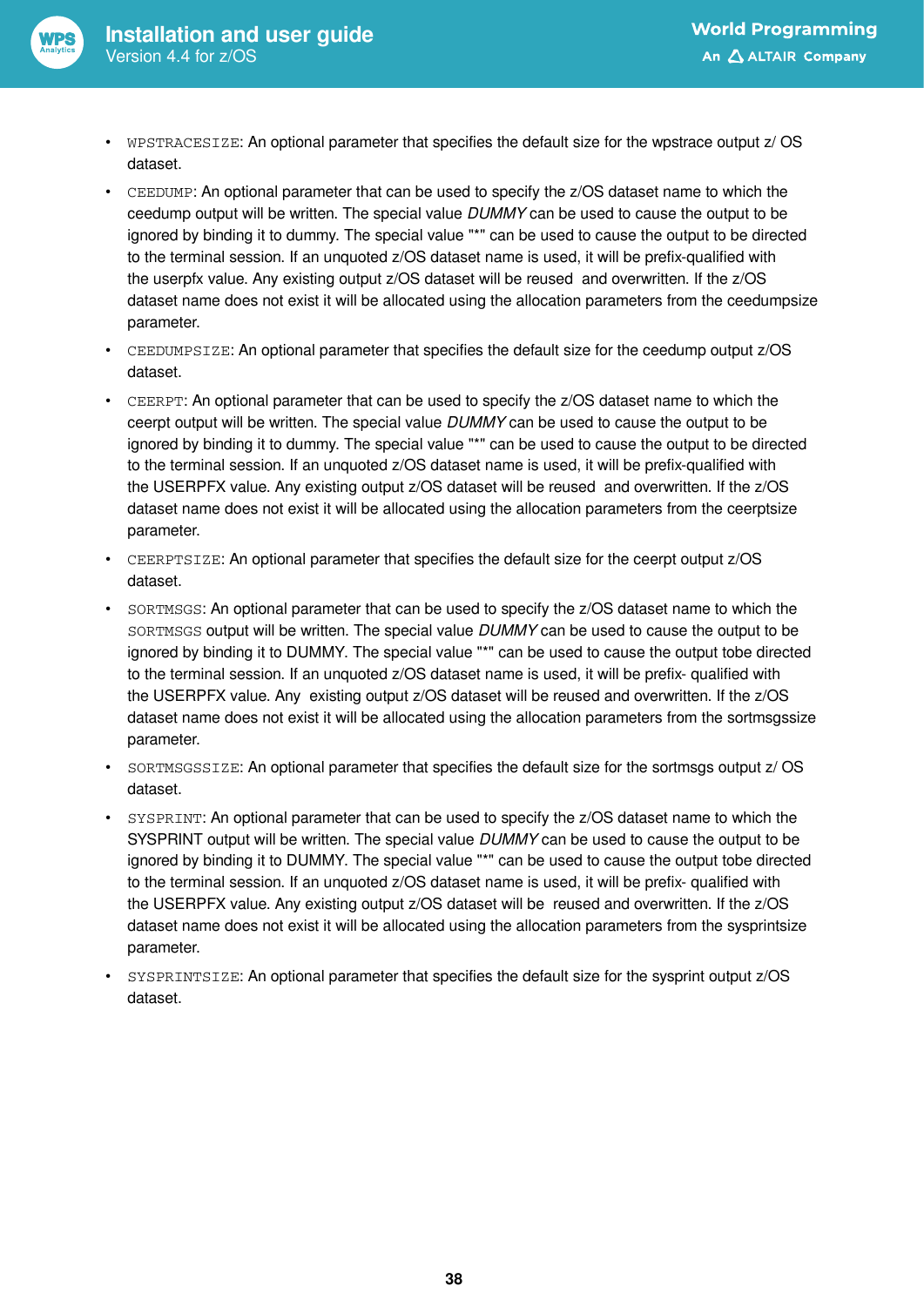- `WPSTRACESIZE`: An optional parameter that specifies the default size for the wpstrace output z/ OS dataset.
- `CEEDUMP`: An optional parameter that can be used to specify the z/OS dataset name to which the ceedump output will be written. The special value *DUMMY* can be used to cause the output to be ignored by binding it to dummy. The special value "*" can be used to cause the output to be directed to the terminal session. If an unquoted z/OS dataset name is used, it will be prefix-qualified with the userpfx value. Any existing output z/OS dataset will be reused and overwritten. If the z/OS dataset name does not exist it will be allocated using the allocation parameters from the ceedumpsize parameter.
- `CEEDUMPSIZE`: An optional parameter that specifies the default size for the ceedump output z/OS dataset.
- `CEERPT`: An optional parameter that can be used to specify the z/OS dataset name to which the ceerpt output will be written. The special value *DUMMY* can be used to cause the output to be ignored by binding it to dummy. The special value "*" can be used to cause the output to be directed to the terminal session. If an unquoted z/OS dataset name is used, it will be prefix-qualified with the USERPFX value. Any existing output z/OS dataset will be reused and overwritten. If the z/OS dataset name does not exist it will be allocated using the allocation parameters from the ceerptsize parameter.
- `CEERPTSIZE`: An optional parameter that specifies the default size for the ceerpt output z/OS dataset.
- `SORTMSGS`: An optional parameter that can be used to specify the z/OS dataset name to which the `SORTMSGS` output will be written. The special value *DUMMY* can be used to cause the output to be ignored by binding it to DUMMY. The special value "*" can be used to cause the output tobe directed to the terminal session. If an unquoted z/OS dataset name is used, it will be prefix- qualified with the USERPFX value. Any existing output z/OS dataset will be reused and overwritten. If the z/OS dataset name does not exist it will be allocated using the allocation parameters from the sortmsgssize parameter.
- `SORTMSGSSIZE`: An optional parameter that specifies the default size for the sortmsgs output z/ OS dataset.
- `SYSPRINT`: An optional parameter that can be used to specify the z/OS dataset name to which the SYSPRINT output will be written. The special value *DUMMY* can be used to cause the output to be ignored by binding it to DUMMY. The special value "*" can be used to cause the output tobe directed to the terminal session. If an unquoted z/OS dataset name is used, it will be prefix- qualified with the USERPFX value. Any existing output z/OS dataset will be reused and overwritten. If the z/OS dataset name does not exist it will be allocated using the allocation parameters from the sysprintsize parameter.
- `SYSPRINTSIZE`: An optional parameter that specifies the default size for the sysprint output z/OS dataset.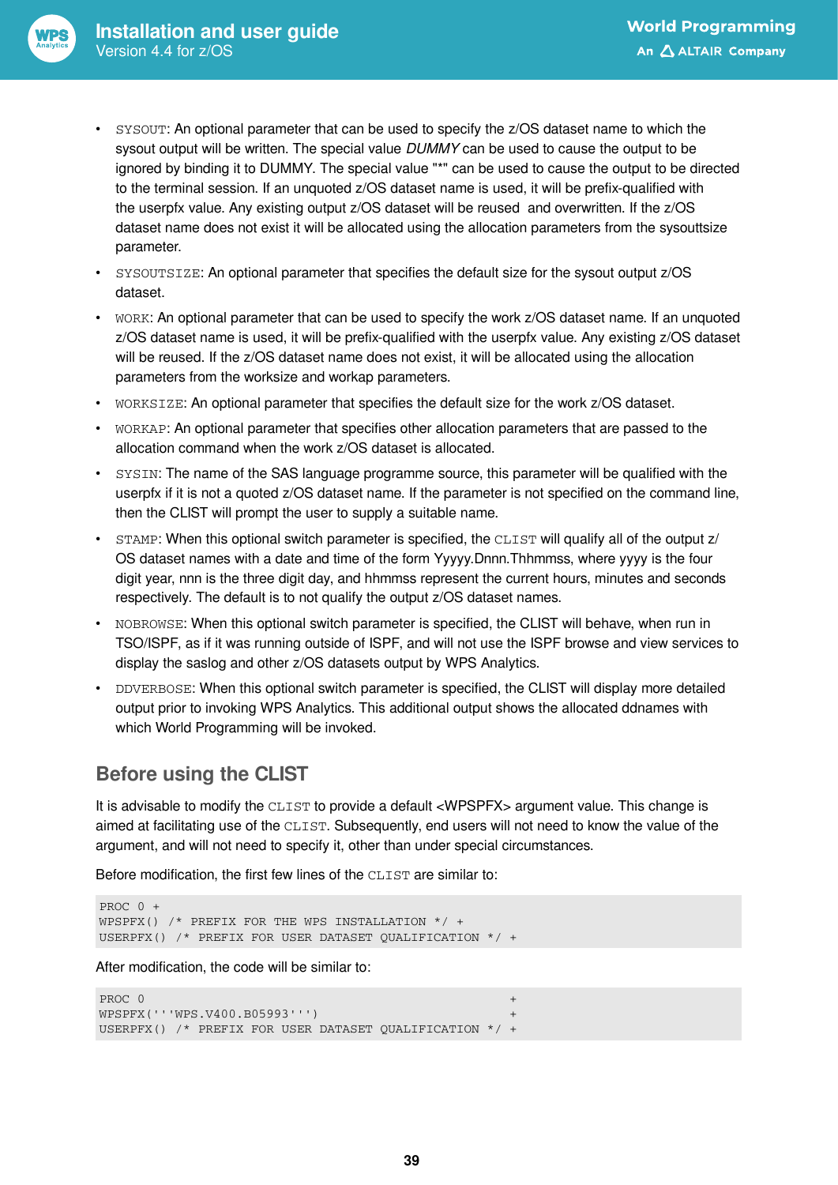- `SYSOUT`: An optional parameter that can be used to specify the z/OS dataset name to which the sysout output will be written. The special value *DUMMY* can be used to cause the output to be ignored by binding it to DUMMY. The special value "*" can be used to cause the output to be directed to the terminal session. If an unquoted z/OS dataset name is used, it will be prefix-qualified with the userpfx value. Any existing output z/OS dataset will be reused and overwritten. If the z/OS dataset name does not exist it will be allocated using the allocation parameters from the sysouttsize parameter.
- `SYSOUTSIZE`: An optional parameter that specifies the default size for the sysout output z/OS dataset.
- `WORK`: An optional parameter that can be used to specify the work z/OS dataset name. If an unquoted z/OS dataset name is used, it will be prefix-qualified with the userpfx value. Any existing z/OS dataset will be reused. If the z/OS dataset name does not exist, it will be allocated using the allocation parameters from the worksize and workap parameters.
- `WORKSIZE`: An optional parameter that specifies the default size for the work z/OS dataset.
- `WORKAP`: An optional parameter that specifies other allocation parameters that are passed to the allocation command when the work z/OS dataset is allocated.
- `SYSIN`: The name of the SAS language programme source, this parameter will be qualified with the userpfx if it is not a quoted z/OS dataset name. If the parameter is not specified on the command line, then the CLIST will prompt the user to supply a suitable name.
- `STAMP`: When this optional switch parameter is specified, the `CLIST` will qualify all of the output z/OS dataset names with a date and time of the form Yyyyy.Dnnn.Thmmss, where yyyy is the four digit year, nnn is the three digit day, and hhmmss represent the current hours, minutes and seconds respectively. The default is to not qualify the output z/OS dataset names.
- `NOBROWSE`: When this optional switch parameter is specified, the CLIST will behave, when run in TSO/ISPF, as if it was running outside of ISPF, and will not use the ISPF browse and view services to display the saslog and other z/OS datasets output by WPS Analytics.
- `DDVERBOSE`: When this optional switch parameter is specified, the CLIST will display more detailed output prior to invoking WPS Analytics. This additional output shows the allocated ddnames with which World Programming will be invoked.

## Before using the CLIST

It is advisable to modify the `CLIST` to provide a default <WPSPFX> argument value. This change is aimed at facilitating use of the `CLIST`. Subsequently, end users will not need to know the value of the argument, and will not need to specify it, other than under special circumstances.

Before modification, the first few lines of the `CLIST` are similar to:

```
PROC 0 +
WPSPFX() /* PREFIX FOR THE WPS INSTALLATION */ +
USERPFX() /* PREFIX FOR USER DATASET QUALIFICATION */ +
```

After modification, the code will be similar to:

```
PROC 0                                                +
WPSPFX('''WPS.V400.B05993''')                         +
USERPFX() /* PREFIX FOR USER DATASET QUALIFICATION */ +
```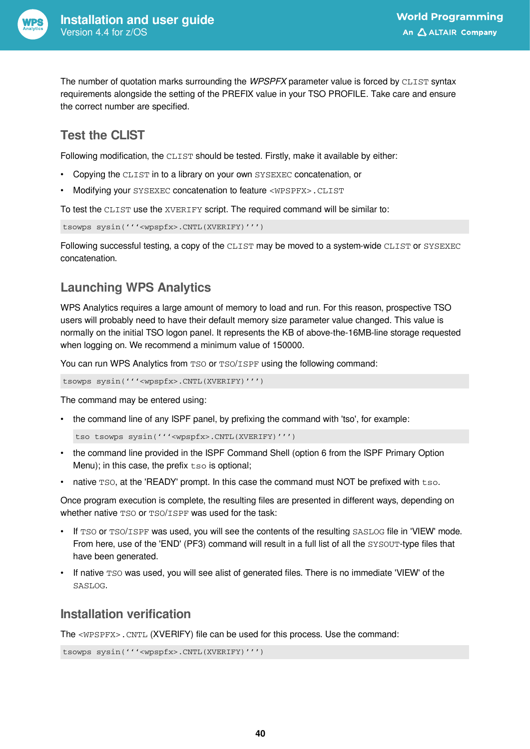The number of quotation marks surrounding the *WPSPFX* parameter value is forced by `CLIST` syntax requirements alongside the setting of the PREFIX value in your TSO PROFILE. Take care and ensure the correct number are specified.

## Test the CLIST

Following modification, the `CLIST` should be tested. Firstly, make it available by either:

- Copying the `CLIST` in to a library on your own `SYSEXEC` concatenation, or
- Modifying your `SYSEXEC` concatenation to feature `<WPSPFX>.CLIST`

To test the `CLIST` use the `XVERIFY` script. The required command will be similar to:

```
tsowps sysin('''<wpspfx>.CNTL(XVERIFY)''')
```

Following successful testing, a copy of the `CLIST` may be moved to a system-wide `CLIST` or `SYSEXEC` concatenation.

## Launching WPS Analytics

WPS Analytics requires a large amount of memory to load and run. For this reason, prospective TSO users will probably need to have their default memory size parameter value changed. This value is normally on the initial TSO logon panel. It represents the KB of above-the-16MB-line storage requested when logging on. We recommend a minimum value of 150000.

You can run WPS Analytics from `TSO` or `TSO/ISPF` using the following command:

```
tsowps sysin('''<wpspfx>.CNTL(XVERIFY)''')
```

The command may be entered using:

- the command line of any ISPF panel, by prefixing the command with 'tso', for example:

  ```
  tso tsowps sysin('''<wpspfx>.CNTL(XVERIFY)''')
  ```

- the command line provided in the ISPF Command Shell (option 6 from the ISPF Primary Option Menu); in this case, the prefix `tso` is optional;
- native `TSO`, at the 'READY' prompt. In this case the command must NOT be prefixed with `tso`.

Once program execution is complete, the resulting files are presented in different ways, depending on whether native `TSO` or `TSO/ISPF` was used for the task:

- If `TSO` or `TSO/ISPF` was used, you will see the contents of the resulting `SASLOG` file in 'VIEW' mode. From here, use of the 'END' (PF3) command will result in a full list of all the `SYSOUT`-type files that have been generated.
- If native `TSO` was used, you will see alist of generated files. There is no immediate 'VIEW' of the `SASLOG`.

## Installation verification

The `<WPSPFX>.CNTL` (XVERIFY) file can be used for this process. Use the command:

```
tsowps sysin('''<wpspfx>.CNTL(XVERIFY)''')
```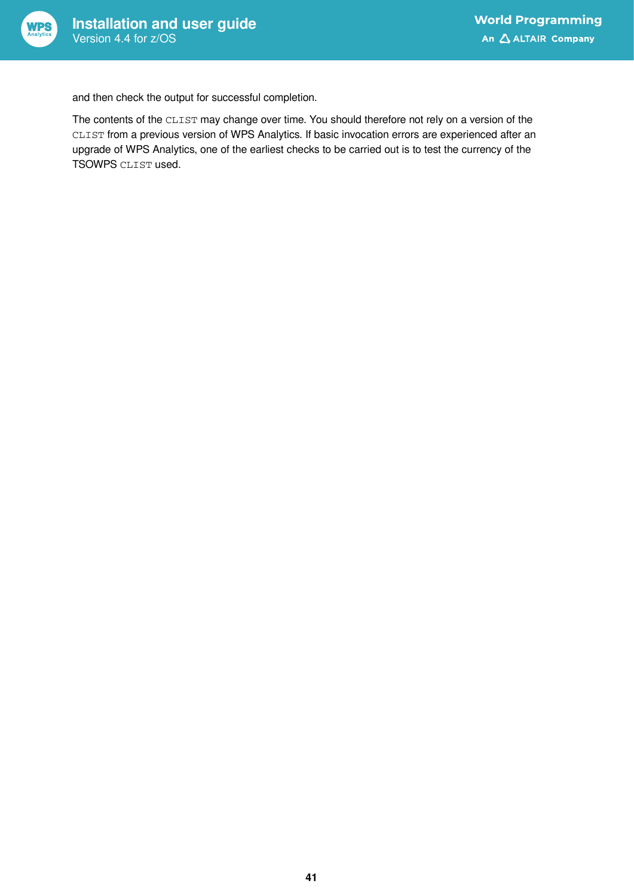and then check the output for successful completion.

The contents of the `CLIST` may change over time. You should therefore not rely on a version of the `CLIST` from a previous version of WPS Analytics. If basic invocation errors are experienced after an upgrade of WPS Analytics, one of the earliest checks to be carried out is to test the currency of the TSOWPS `CLIST` used.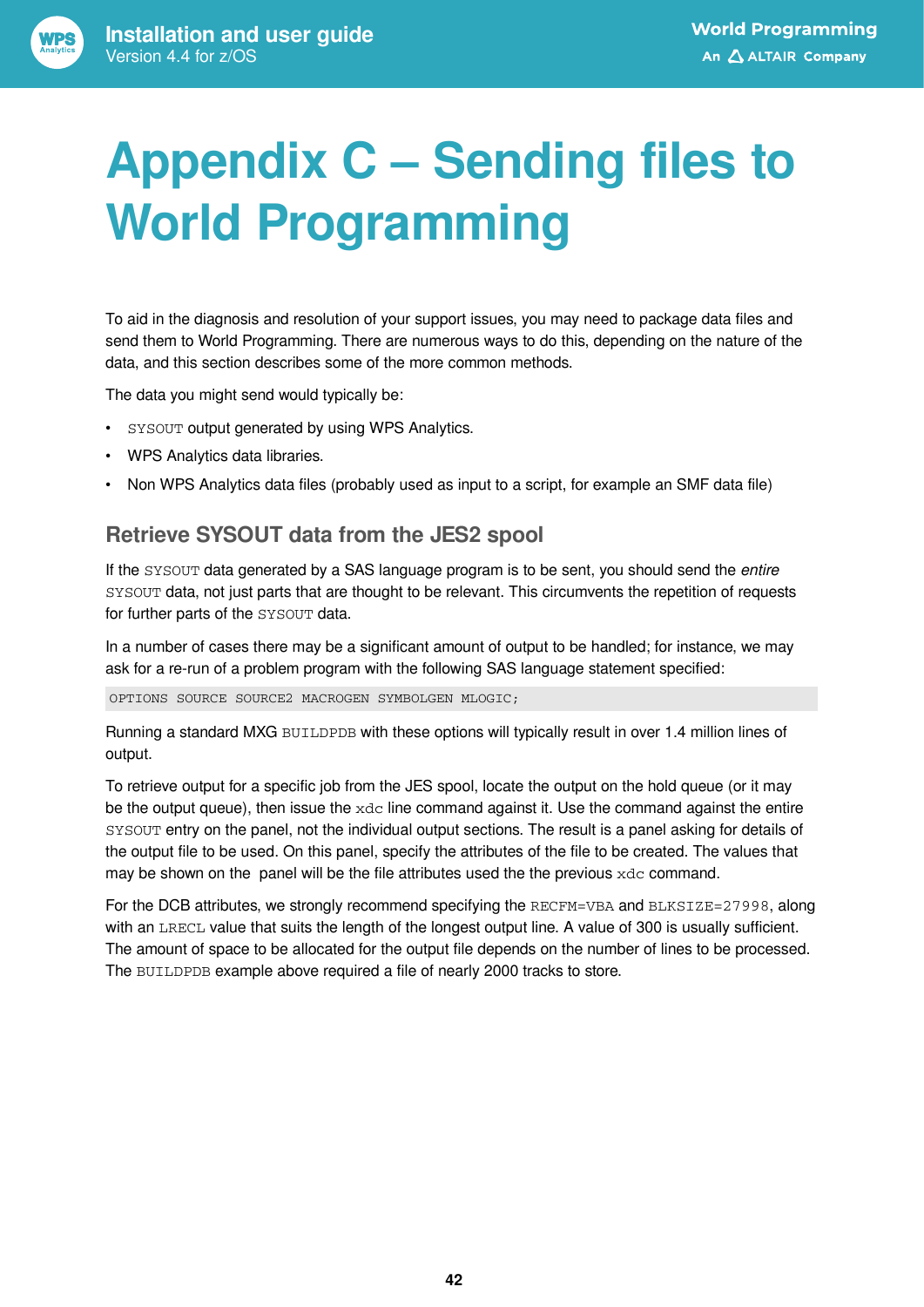# Appendix C – Sending files to World Programming

To aid in the diagnosis and resolution of your support issues, you may need to package data files and send them to World Programming. There are numerous ways to do this, depending on the nature of the data, and this section describes some of the more common methods.

The data you might send would typically be:

- `SYSOUT` output generated by using WPS Analytics.
- WPS Analytics data libraries.
- Non WPS Analytics data files (probably used as input to a script, for example an SMF data file)

## Retrieve SYSOUT data from the JES2 spool

If the `SYSOUT` data generated by a SAS language program is to be sent, you should send the *entire* `SYSOUT` data, not just parts that are thought to be relevant. This circumvents the repetition of requests for further parts of the `SYSOUT` data.

In a number of cases there may be a significant amount of output to be handled; for instance, we may ask for a re-run of a problem program with the following SAS language statement specified:

```
OPTIONS SOURCE SOURCE2 MACROGEN SYMBOLGEN MLOGIC;
```

Running a standard MXG `BUILDPDB` with these options will typically result in over 1.4 million lines of output.

To retrieve output for a specific job from the JES spool, locate the output on the hold queue (or it may be the output queue), then issue the `xdc` line command against it. Use the command against the entire `SYSOUT` entry on the panel, not the individual output sections. The result is a panel asking for details of the output file to be used. On this panel, specify the attributes of the file to be created. The values that may be shown on the panel will be the file attributes used the the previous `xdc` command.

For the DCB attributes, we strongly recommend specifying the `RECFM=VBA` and `BLKSIZE=27998`, along with an `LRECL` value that suits the length of the longest output line. A value of 300 is usually sufficient. The amount of space to be allocated for the output file depends on the number of lines to be processed. The `BUILDPDB` example above required a file of nearly 2000 tracks to store.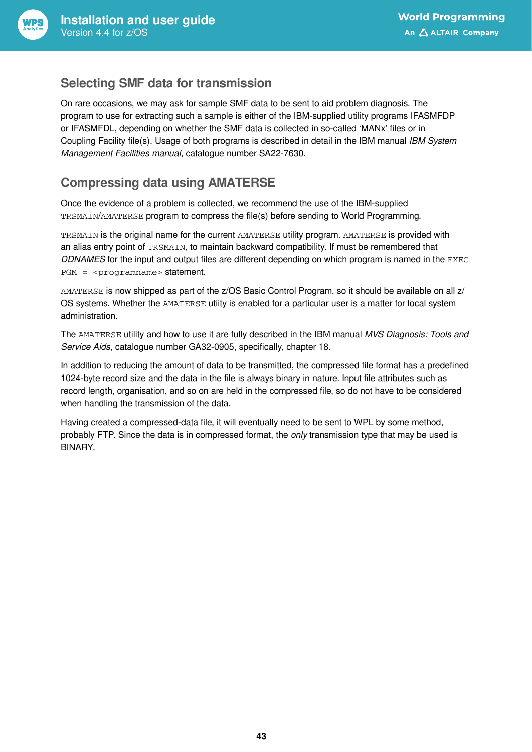## Selecting SMF data for transmission

On rare occasions, we may ask for sample SMF data to be sent to aid problem diagnosis. The program to use for extracting such a sample is either of the IBM-supplied utility programs IFASMFDP or IFASMFDL, depending on whether the SMF data is collected in so-called 'MANx' files or in Coupling Facility file(s). Usage of both programs is described in detail in the IBM manual *IBM System Management Facilities manual*, catalogue number SA22-7630.

## Compressing data using AMATERSE

Once the evidence of a problem is collected, we recommend the use of the IBM-supplied `TRSMAIN`/`AMATERSE` program to compress the file(s) before sending to World Programming.

`TRSMAIN` is the original name for the current `AMATERSE` utility program. `AMATERSE` is provided with an alias entry point of `TRSMAIN`, to maintain backward compatibility. If must be remembered that *DDNAMES* for the input and output files are different depending on which program is named in the `EXEC PGM = <programname>` statement.

`AMATERSE` is now shipped as part of the z/OS Basic Control Program, so it should be available on all z/OS systems. Whether the `AMATERSE` utiity is enabled for a particular user is a matter for local system administration.

The `AMATERSE` utility and how to use it are fully described in the IBM manual *MVS Diagnosis: Tools and Service Aids*, catalogue number GA32-0905, specifically, chapter 18.

In addition to reducing the amount of data to be transmitted, the compressed file format has a predefined 1024-byte record size and the data in the file is always binary in nature. Input file attributes such as record length, organisation, and so on are held in the compressed file, so do not have to be considered when handling the transmission of the data.

Having created a compressed-data file, it will eventually need to be sent to WPL by some method, probably FTP. Since the data is in compressed format, the *only* transmission type that may be used is BINARY.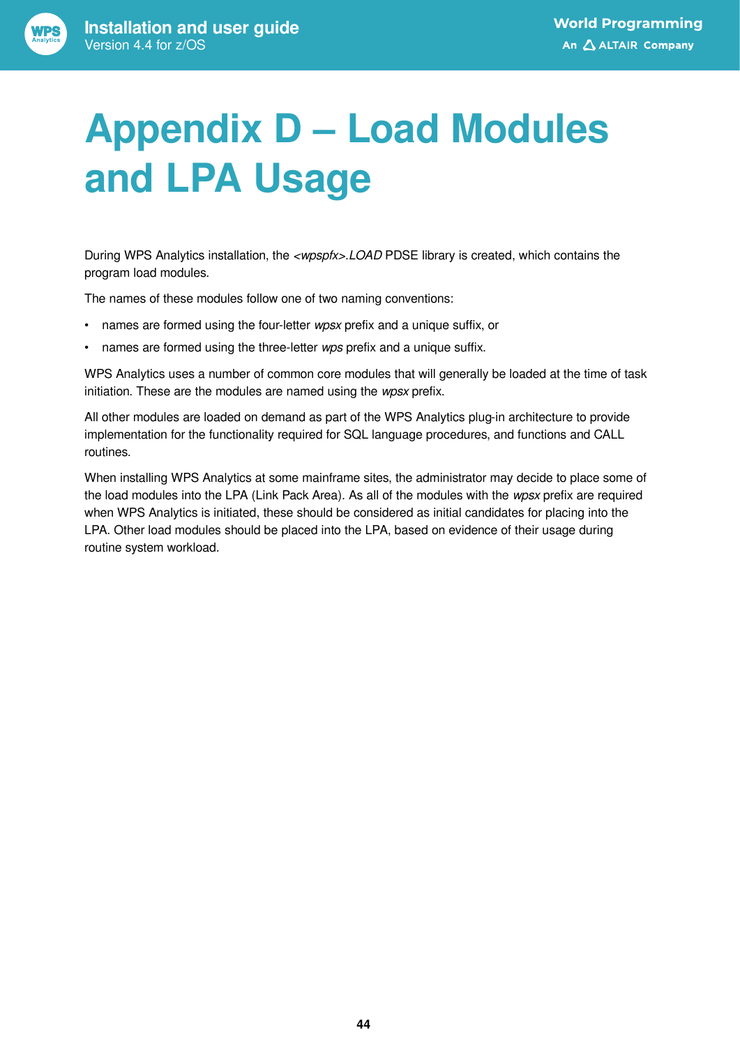# Appendix D – Load Modules and LPA Usage

During WPS Analytics installation, the *<wpspfx>.LOAD* PDSE library is created, which contains the program load modules.

The names of these modules follow one of two naming conventions:

- names are formed using the four-letter *wpsx* prefix and a unique suffix, or
- names are formed using the three-letter *wps* prefix and a unique suffix.

WPS Analytics uses a number of common core modules that will generally be loaded at the time of task initiation. These are the modules are named using the *wpsx* prefix.

All other modules are loaded on demand as part of the WPS Analytics plug-in architecture to provide implementation for the functionality required for SQL language procedures, and functions and CALL routines.

When installing WPS Analytics at some mainframe sites, the administrator may decide to place some of the load modules into the LPA (Link Pack Area). As all of the modules with the *wpsx* prefix are required when WPS Analytics is initiated, these should be considered as initial candidates for placing into the LPA. Other load modules should be placed into the LPA, based on evidence of their usage during routine system workload.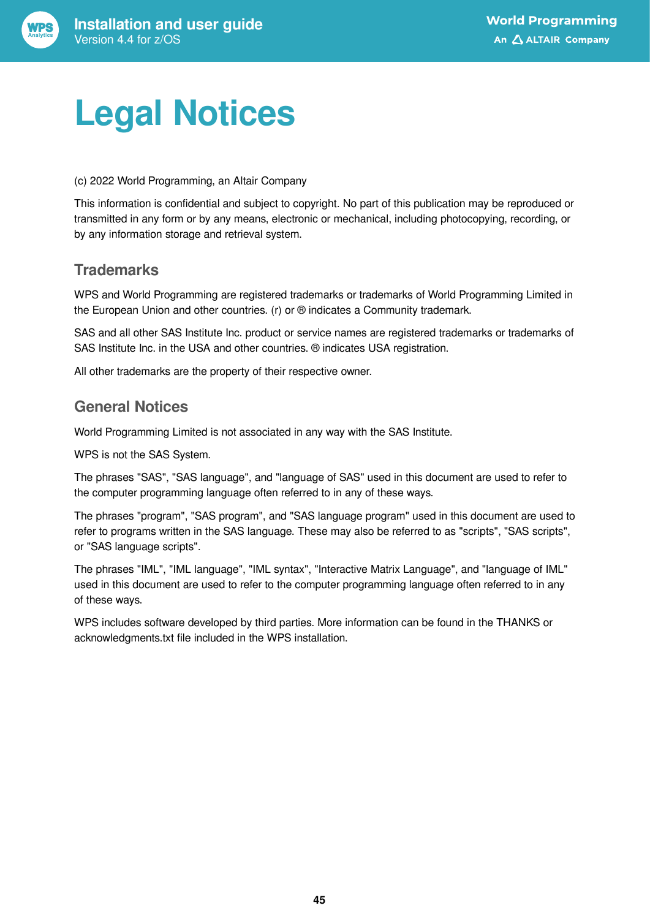# Legal Notices

(c) 2022 World Programming, an Altair Company

This information is confidential and subject to copyright. No part of this publication may be reproduced or transmitted in any form or by any means, electronic or mechanical, including photocopying, recording, or by any information storage and retrieval system.

## Trademarks

WPS and World Programming are registered trademarks or trademarks of World Programming Limited in the European Union and other countries. (r) or ® indicates a Community trademark.

SAS and all other SAS Institute Inc. product or service names are registered trademarks or trademarks of SAS Institute Inc. in the USA and other countries. ® indicates USA registration.

All other trademarks are the property of their respective owner.

## General Notices

World Programming Limited is not associated in any way with the SAS Institute.

WPS is not the SAS System.

The phrases "SAS", "SAS language", and "language of SAS" used in this document are used to refer to the computer programming language often referred to in any of these ways.

The phrases "program", "SAS program", and "SAS language program" used in this document are used to refer to programs written in the SAS language. These may also be referred to as "scripts", "SAS scripts", or "SAS language scripts".

The phrases "IML", "IML language", "IML syntax", "Interactive Matrix Language", and "language of IML" used in this document are used to refer to the computer programming language often referred to in any of these ways.

WPS includes software developed by third parties. More information can be found in the THANKS or acknowledgments.txt file included in the WPS installation.